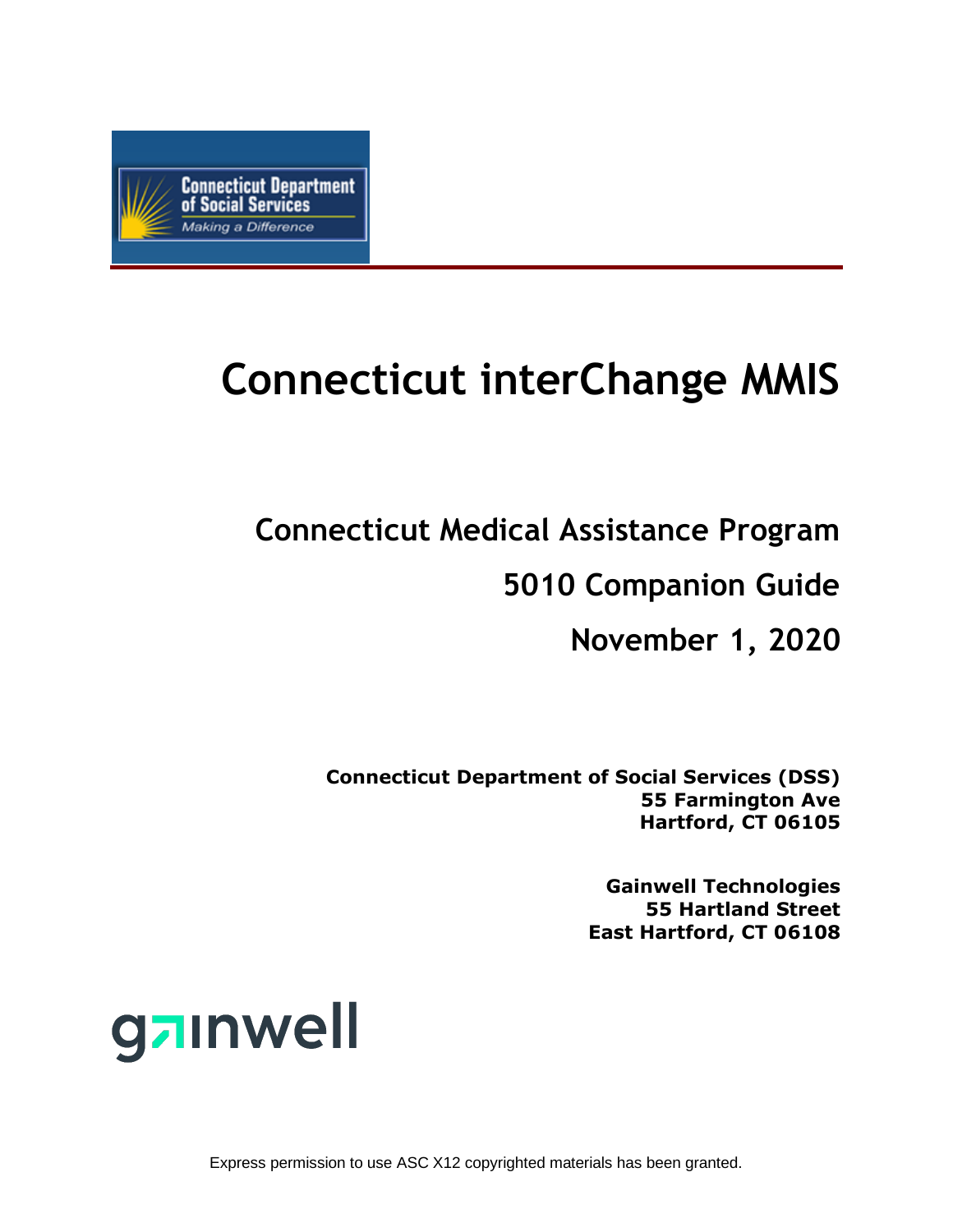# Connecticut interChange MMIS

## Connecticut Medical Assistance Program

## 5010 Companion Guide

## November 1, 2020

**Connecticut Department of Social Services (DSS)**
**55 Farmington Ave**
**Hartford, CT 06105**

**Gainwell Technologies**
**55 Hartland Street**
**East Hartford, CT 06108**

Express permission to use ASC X12 copyrighted materials has been granted.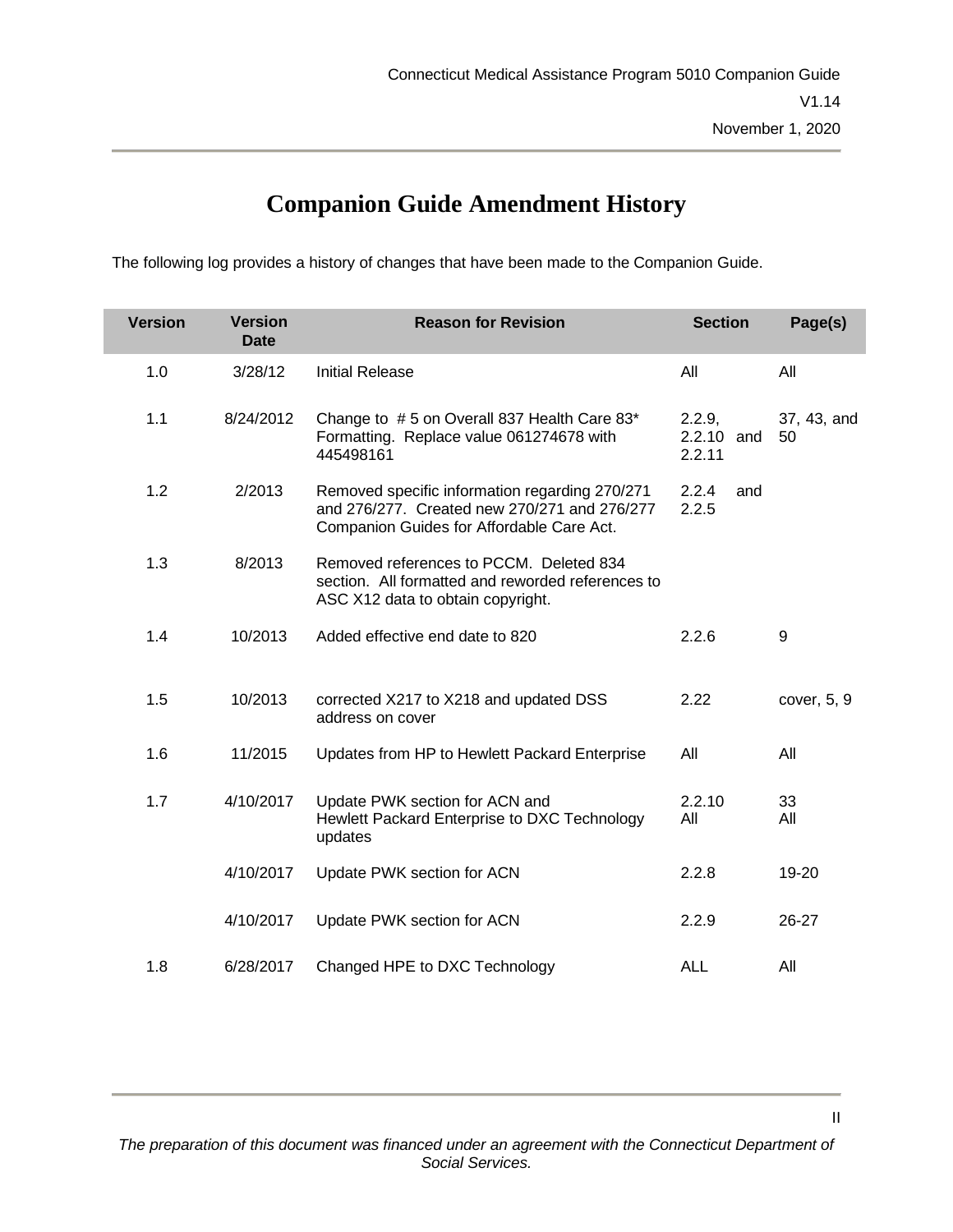# Companion Guide Amendment History

The following log provides a history of changes that have been made to the Companion Guide.

| Version | Version Date | Reason for Revision | Section | Page(s) |
|---|---|---|---|---|
| 1.0 | 3/28/12 | Initial Release | All | All |
| 1.1 | 8/24/2012 | Change to # 5 on Overall 837 Health Care 83* Formatting. Replace value 061274678 with 445498161 | 2.2.9, 2.2.10 and 2.2.11 | 37, 43, and 50 |
| 1.2 | 2/2013 | Removed specific information regarding 270/271 and 276/277. Created new 270/271 and 276/277 Companion Guides for Affordable Care Act. | 2.2.4 and 2.2.5 | |
| 1.3 | 8/2013 | Removed references to PCCM. Deleted 834 section. All formatted and reworded references to ASC X12 data to obtain copyright. | | |
| 1.4 | 10/2013 | Added effective end date to 820 | 2.2.6 | 9 |
| 1.5 | 10/2013 | corrected X217 to X218 and updated DSS address on cover | 2.22 | cover, 5, 9 |
| 1.6 | 11/2015 | Updates from HP to Hewlett Packard Enterprise | All | All |
| 1.7 | 4/10/2017 | Update PWK section for ACN and Hewlett Packard Enterprise to DXC Technology updates | 2.2.10 All | 33 All |
| | 4/10/2017 | Update PWK section for ACN | 2.2.8 | 19-20 |
| | 4/10/2017 | Update PWK section for ACN | 2.2.9 | 26-27 |
| 1.8 | 6/28/2017 | Changed HPE to DXC Technology | ALL | All |

*The preparation of this document was financed under an agreement with the Connecticut Department of Social Services.*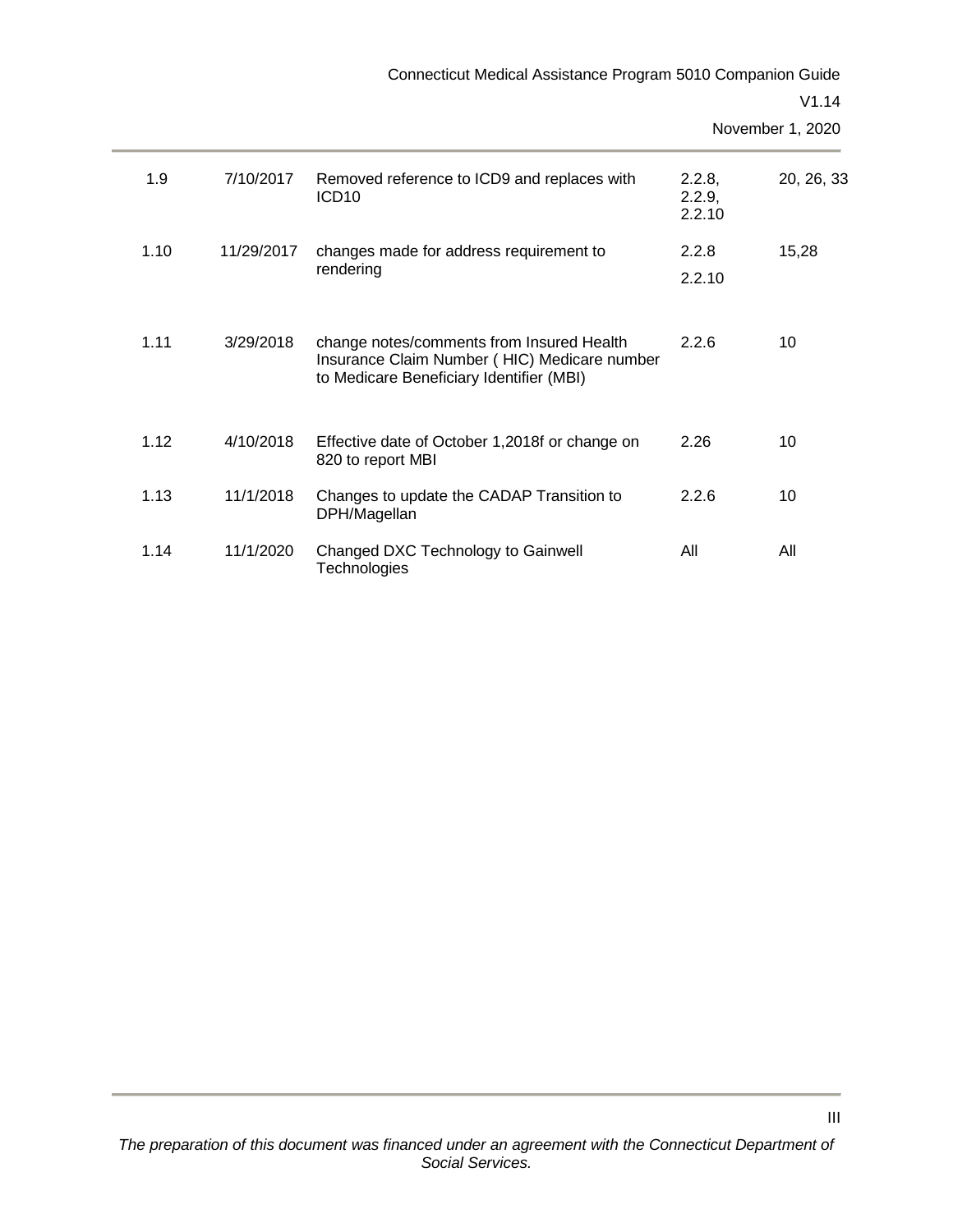| | | | | |
|---|---|---|---|---|
| 1.9 | 7/10/2017 | Removed reference to ICD9 and replaces with ICD10 | 2.2.8, 2.2.9, 2.2.10 | 20, 26, 33 |
| 1.10 | 11/29/2017 | changes made for address requirement to rendering | 2.2.8 2.2.10 | 15,28 |
| 1.11 | 3/29/2018 | change notes/comments from Insured Health Insurance Claim Number ( HIC) Medicare number to Medicare Beneficiary Identifier (MBI) | 2.2.6 | 10 |
| 1.12 | 4/10/2018 | Effective date of October 1,2018f or change on 820 to report MBI | 2.26 | 10 |
| 1.13 | 11/1/2018 | Changes to update the CADAP Transition to DPH/Magellan | 2.2.6 | 10 |
| 1.14 | 11/1/2020 | Changed DXC Technology to Gainwell Technologies | All | All |

*The preparation of this document was financed under an agreement with the Connecticut Department of Social Services.*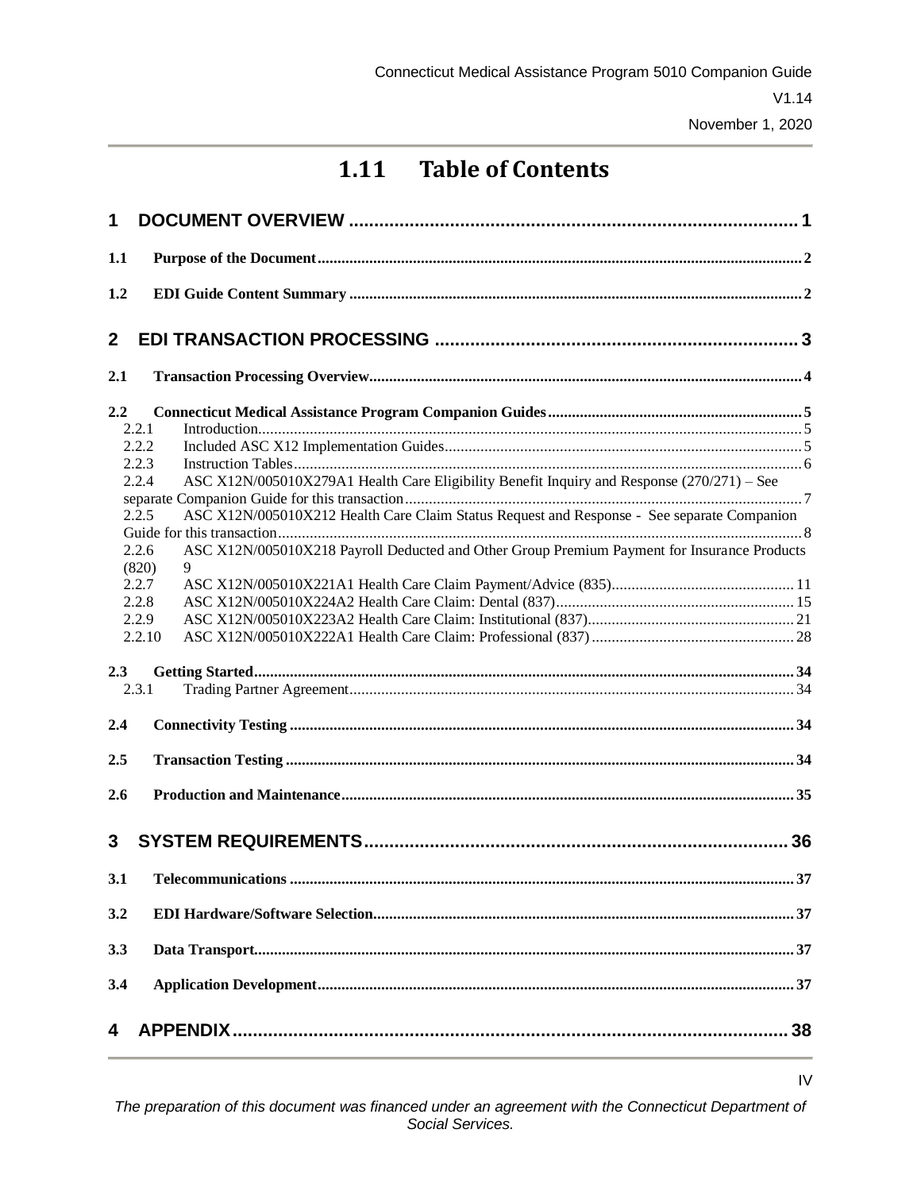# 1.11 Table of Contents

**1 DOCUMENT OVERVIEW ........................................................................................ 1**

**1.1 Purpose of the Document ........................................................................................ 2**

**1.2 EDI Guide Content Summary ........................................................................................ 2**

**2 EDI TRANSACTION PROCESSING ........................................................................................ 3**

**2.1 Transaction Processing Overview ........................................................................................ 4**

**2.2 Connecticut Medical Assistance Program Companion Guides ........................................................................................ 5**

2.2.1 Introduction ........................................................................................ 5

2.2.2 Included ASC X12 Implementation Guides ........................................................................................ 5

2.2.3 Instruction Tables ........................................................................................ 6

2.2.4 ASC X12N/005010X279A1 Health Care Eligibility Benefit Inquiry and Response (270/271) – See separate Companion Guide for this transaction ........................................................................................ 7

2.2.5 ASC X12N/005010X212 Health Care Claim Status Request and Response - See separate Companion Guide for this transaction ........................................................................................ 8

2.2.6 ASC X12N/005010X218 Payroll Deducted and Other Group Premium Payment for Insurance Products (820) 9

2.2.7 ASC X12N/005010X221A1 Health Care Claim Payment/Advice (835) ........................................................................................ 11

2.2.8 ASC X12N/005010X224A2 Health Care Claim: Dental (837) ........................................................................................ 15

2.2.9 ASC X12N/005010X223A2 Health Care Claim: Institutional (837) ........................................................................................ 21

2.2.10 ASC X12N/005010X222A1 Health Care Claim: Professional (837) ........................................................................................ 28

**2.3 Getting Started ........................................................................................ 34**

2.3.1 Trading Partner Agreement ........................................................................................ 34

**2.4 Connectivity Testing ........................................................................................ 34**

**2.5 Transaction Testing ........................................................................................ 34**

**2.6 Production and Maintenance ........................................................................................ 35**

**3 SYSTEM REQUIREMENTS ........................................................................................ 36**

**3.1 Telecommunications ........................................................................................ 37**

**3.2 EDI Hardware/Software Selection ........................................................................................ 37**

**3.3 Data Transport ........................................................................................ 37**

**3.4 Application Development ........................................................................................ 37**

**4 APPENDIX ........................................................................................ 38**

*The preparation of this document was financed under an agreement with the Connecticut Department of Social Services.*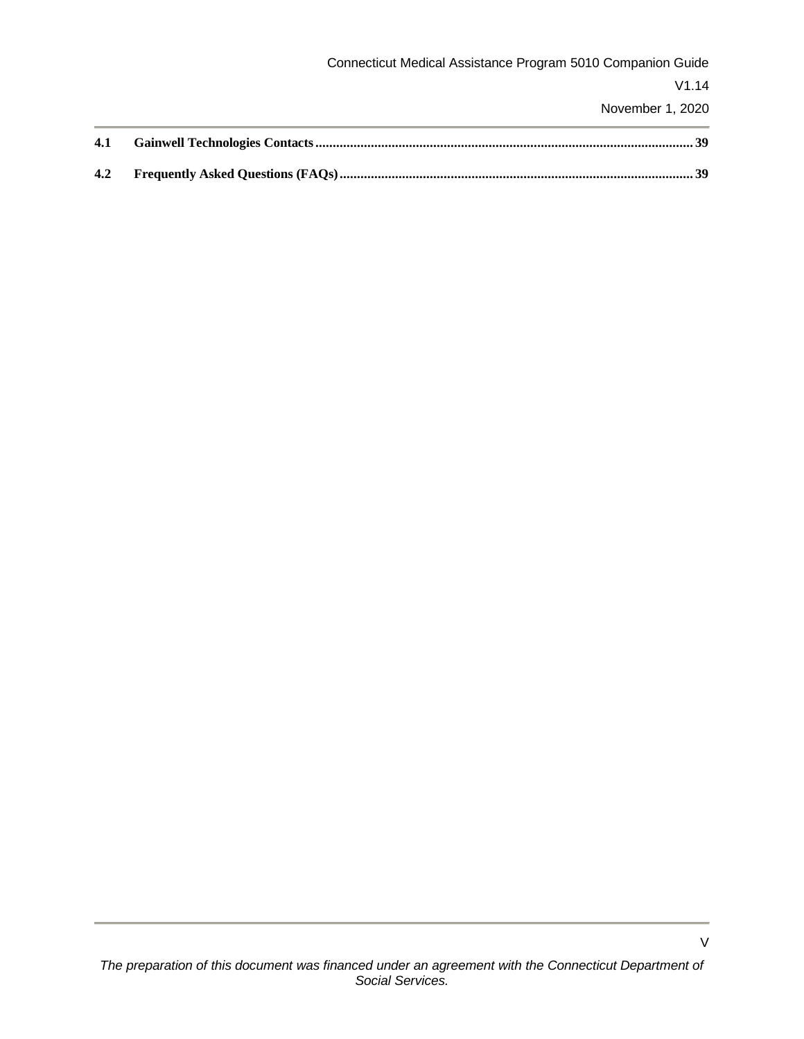| | | |
|---|---|---|
| 4.1 | **Gainwell Technologies Contacts** | 39 |
| 4.2 | **Frequently Asked Questions (FAQs)** | 39 |

*The preparation of this document was financed under an agreement with the Connecticut Department of Social Services.*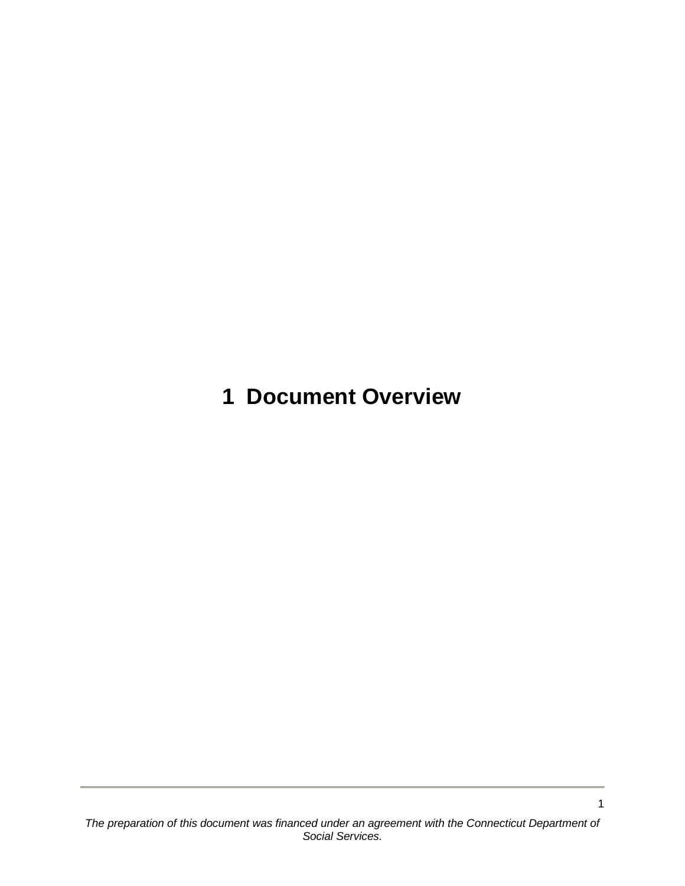# 1 Document Overview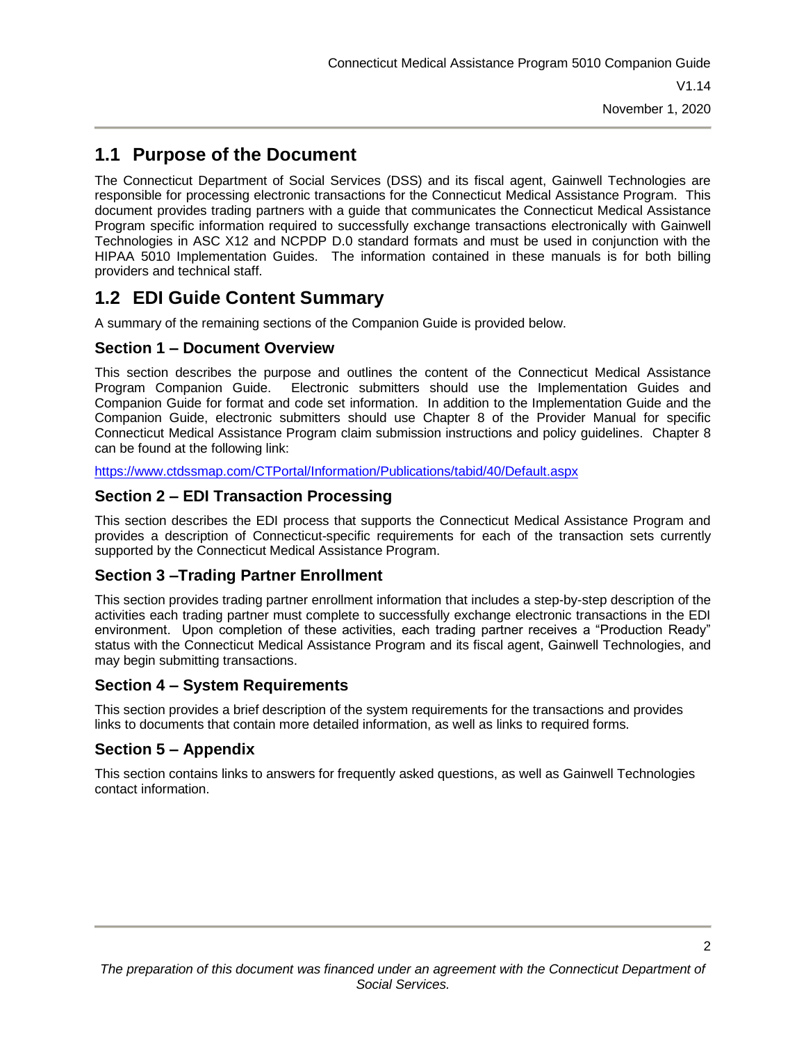## 1.1 Purpose of the Document

The Connecticut Department of Social Services (DSS) and its fiscal agent, Gainwell Technologies are responsible for processing electronic transactions for the Connecticut Medical Assistance Program. This document provides trading partners with a guide that communicates the Connecticut Medical Assistance Program specific information required to successfully exchange transactions electronically with Gainwell Technologies in ASC X12 and NCPDP D.0 standard formats and must be used in conjunction with the HIPAA 5010 Implementation Guides. The information contained in these manuals is for both billing providers and technical staff.

## 1.2 EDI Guide Content Summary

A summary of the remaining sections of the Companion Guide is provided below.

### Section 1 – Document Overview

This section describes the purpose and outlines the content of the Connecticut Medical Assistance Program Companion Guide. Electronic submitters should use the Implementation Guides and Companion Guide for format and code set information. In addition to the Implementation Guide and the Companion Guide, electronic submitters should use Chapter 8 of the Provider Manual for specific Connecticut Medical Assistance Program claim submission instructions and policy guidelines. Chapter 8 can be found at the following link:

https://www.ctdssmap.com/CTPortal/Information/Publications/tabid/40/Default.aspx

### Section 2 – EDI Transaction Processing

This section describes the EDI process that supports the Connecticut Medical Assistance Program and provides a description of Connecticut-specific requirements for each of the transaction sets currently supported by the Connecticut Medical Assistance Program.

### Section 3 –Trading Partner Enrollment

This section provides trading partner enrollment information that includes a step-by-step description of the activities each trading partner must complete to successfully exchange electronic transactions in the EDI environment. Upon completion of these activities, each trading partner receives a "Production Ready" status with the Connecticut Medical Assistance Program and its fiscal agent, Gainwell Technologies, and may begin submitting transactions.

### Section 4 – System Requirements

This section provides a brief description of the system requirements for the transactions and provides links to documents that contain more detailed information, as well as links to required forms.

### Section 5 – Appendix

This section contains links to answers for frequently asked questions, as well as Gainwell Technologies contact information.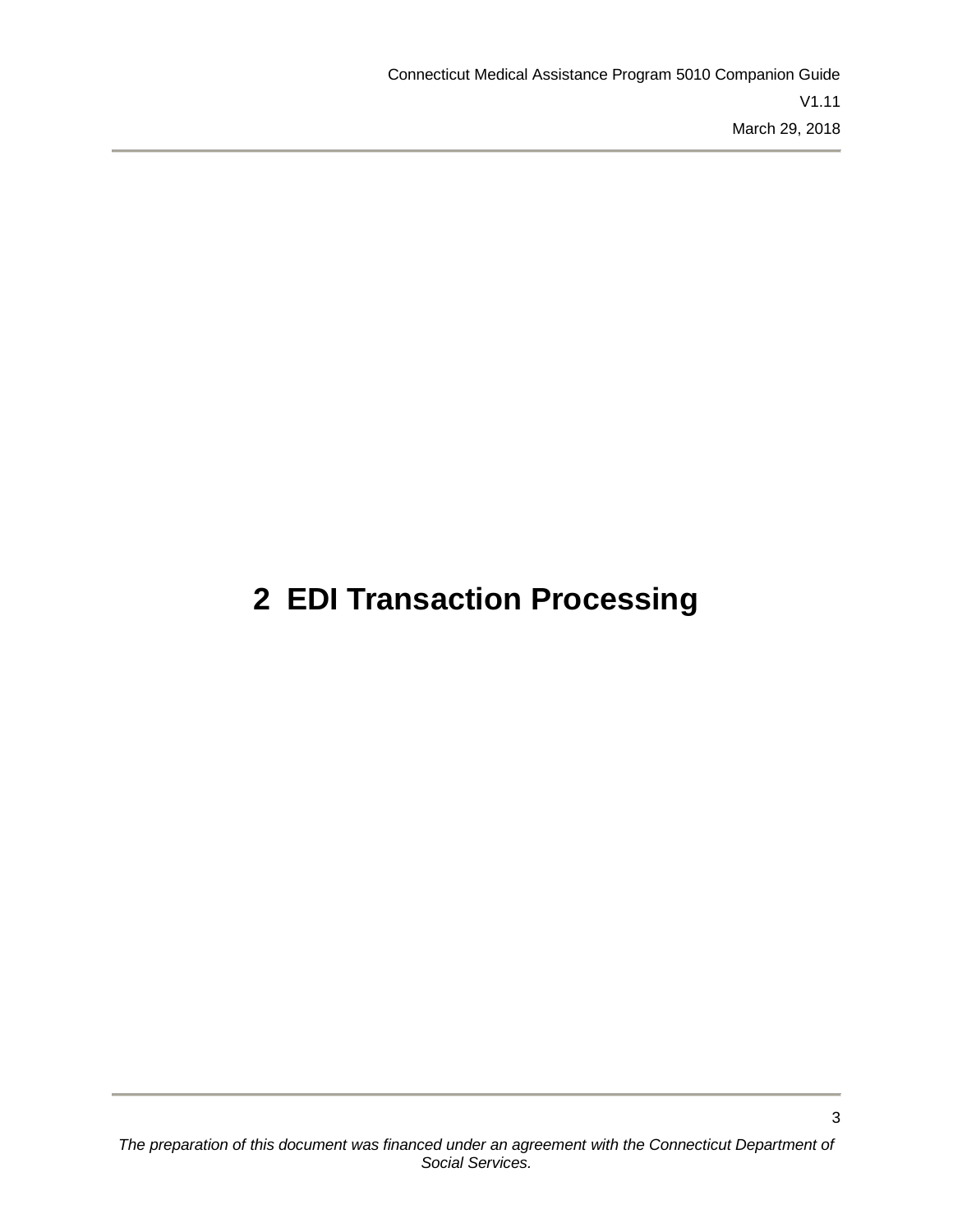# 2 EDI Transaction Processing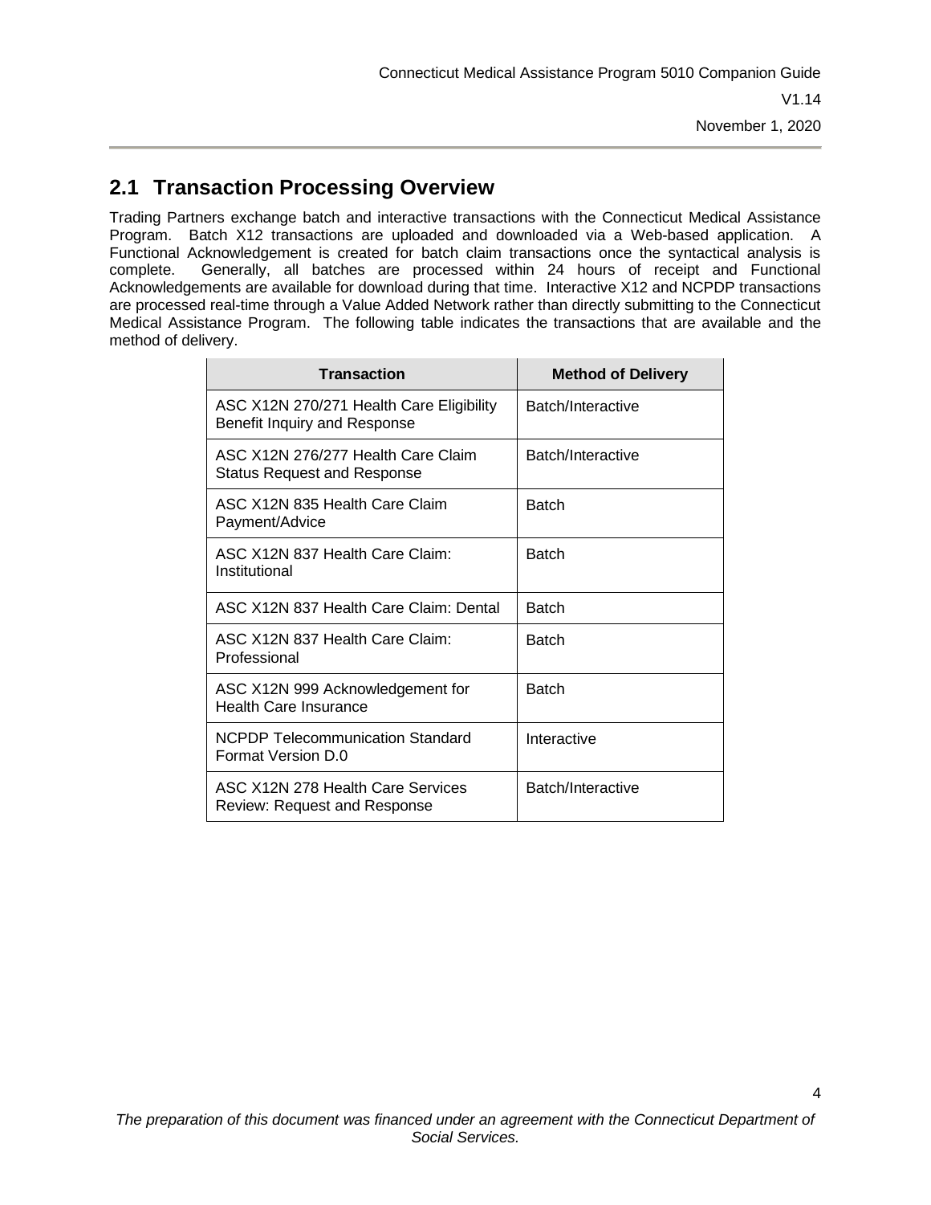## 2.1 Transaction Processing Overview

Trading Partners exchange batch and interactive transactions with the Connecticut Medical Assistance Program. Batch X12 transactions are uploaded and downloaded via a Web-based application. A Functional Acknowledgement is created for batch claim transactions once the syntactical analysis is complete. Generally, all batches are processed within 24 hours of receipt and Functional Acknowledgements are available for download during that time. Interactive X12 and NCPDP transactions are processed real-time through a Value Added Network rather than directly submitting to the Connecticut Medical Assistance Program. The following table indicates the transactions that are available and the method of delivery.

| Transaction | Method of Delivery |
|---|---|
| ASC X12N 270/271 Health Care Eligibility Benefit Inquiry and Response | Batch/Interactive |
| ASC X12N 276/277 Health Care Claim Status Request and Response | Batch/Interactive |
| ASC X12N 835 Health Care Claim Payment/Advice | Batch |
| ASC X12N 837 Health Care Claim: Institutional | Batch |
| ASC X12N 837 Health Care Claim: Dental | Batch |
| ASC X12N 837 Health Care Claim: Professional | Batch |
| ASC X12N 999 Acknowledgement for Health Care Insurance | Batch |
| NCPDP Telecommunication Standard Format Version D.0 | Interactive |
| ASC X12N 278 Health Care Services Review: Request and Response | Batch/Interactive |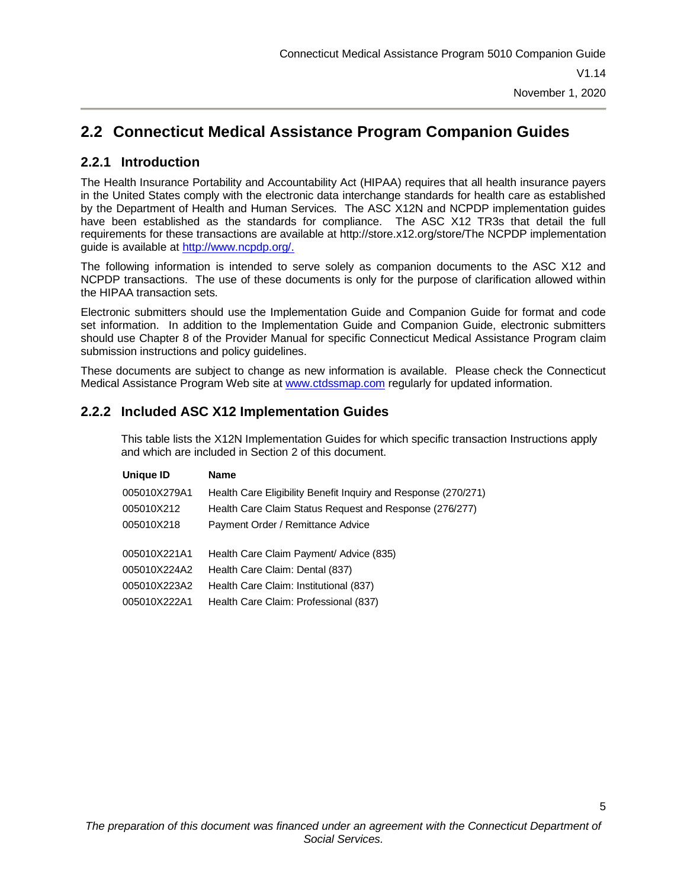## 2.2 Connecticut Medical Assistance Program Companion Guides

### 2.2.1 Introduction

The Health Insurance Portability and Accountability Act (HIPAA) requires that all health insurance payers in the United States comply with the electronic data interchange standards for health care as established by the Department of Health and Human Services. The ASC X12N and NCPDP implementation guides have been established as the standards for compliance. The ASC X12 TR3s that detail the full requirements for these transactions are available at http://store.x12.org/store/The NCPDP implementation guide is available at [http://www.ncpdp.org/.](http://www.ncpdp.org/)

The following information is intended to serve solely as companion documents to the ASC X12 and NCPDP transactions. The use of these documents is only for the purpose of clarification allowed within the HIPAA transaction sets.

Electronic submitters should use the Implementation Guide and Companion Guide for format and code set information. In addition to the Implementation Guide and Companion Guide, electronic submitters should use Chapter 8 of the Provider Manual for specific Connecticut Medical Assistance Program claim submission instructions and policy guidelines.

These documents are subject to change as new information is available. Please check the Connecticut Medical Assistance Program Web site at [www.ctdssmap.com](http://www.ctdssmap.com) regularly for updated information.

### 2.2.2 Included ASC X12 Implementation Guides

This table lists the X12N Implementation Guides for which specific transaction Instructions apply and which are included in Section 2 of this document.

| Unique ID | Name |
|---|---|
| 005010X279A1 | Health Care Eligibility Benefit Inquiry and Response (270/271) |
| 005010X212 | Health Care Claim Status Request and Response (276/277) |
| 005010X218 | Payment Order / Remittance Advice |
| 005010X221A1 | Health Care Claim Payment/ Advice (835) |
| 005010X224A2 | Health Care Claim: Dental (837) |
| 005010X223A2 | Health Care Claim: Institutional (837) |
| 005010X222A1 | Health Care Claim: Professional (837) |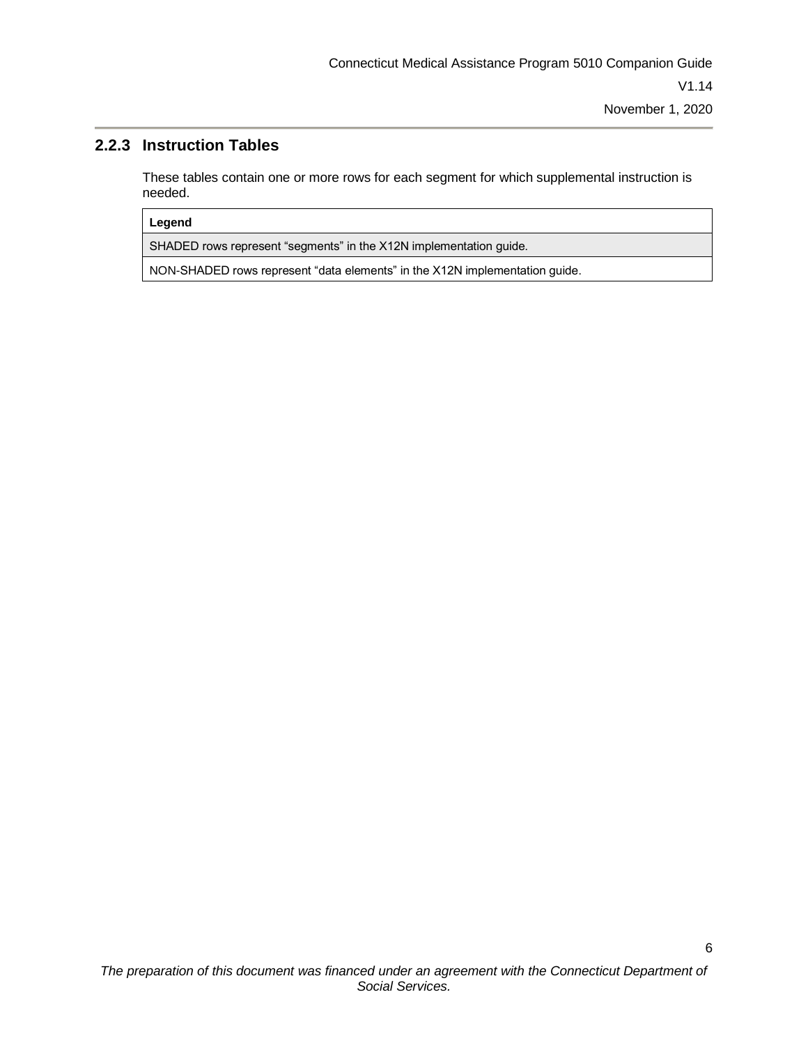### 2.2.3 Instruction Tables

These tables contain one or more rows for each segment for which supplemental instruction is needed.

| Legend |
| --- |
| SHADED rows represent “segments” in the X12N implementation guide. |
| NON-SHADED rows represent “data elements” in the X12N implementation guide. |

*The preparation of this document was financed under an agreement with the Connecticut Department of Social Services.*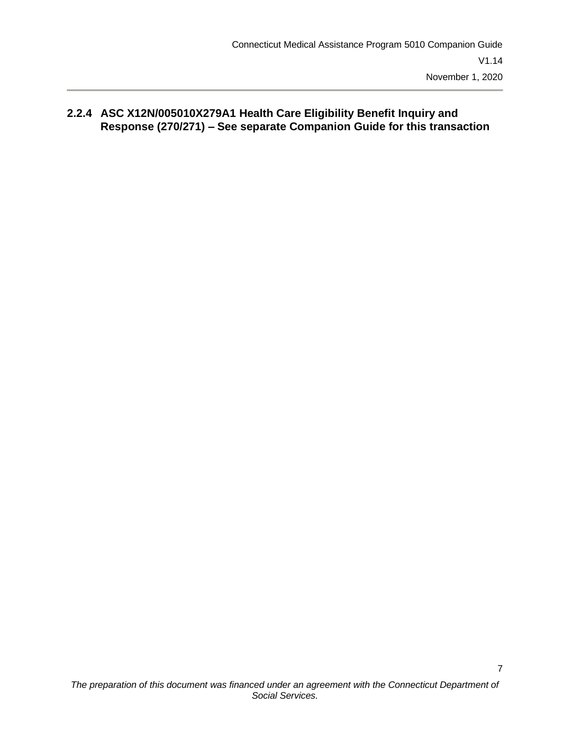#### 2.2.4 ASC X12N/005010X279A1 Health Care Eligibility Benefit Inquiry and Response (270/271) – See separate Companion Guide for this transaction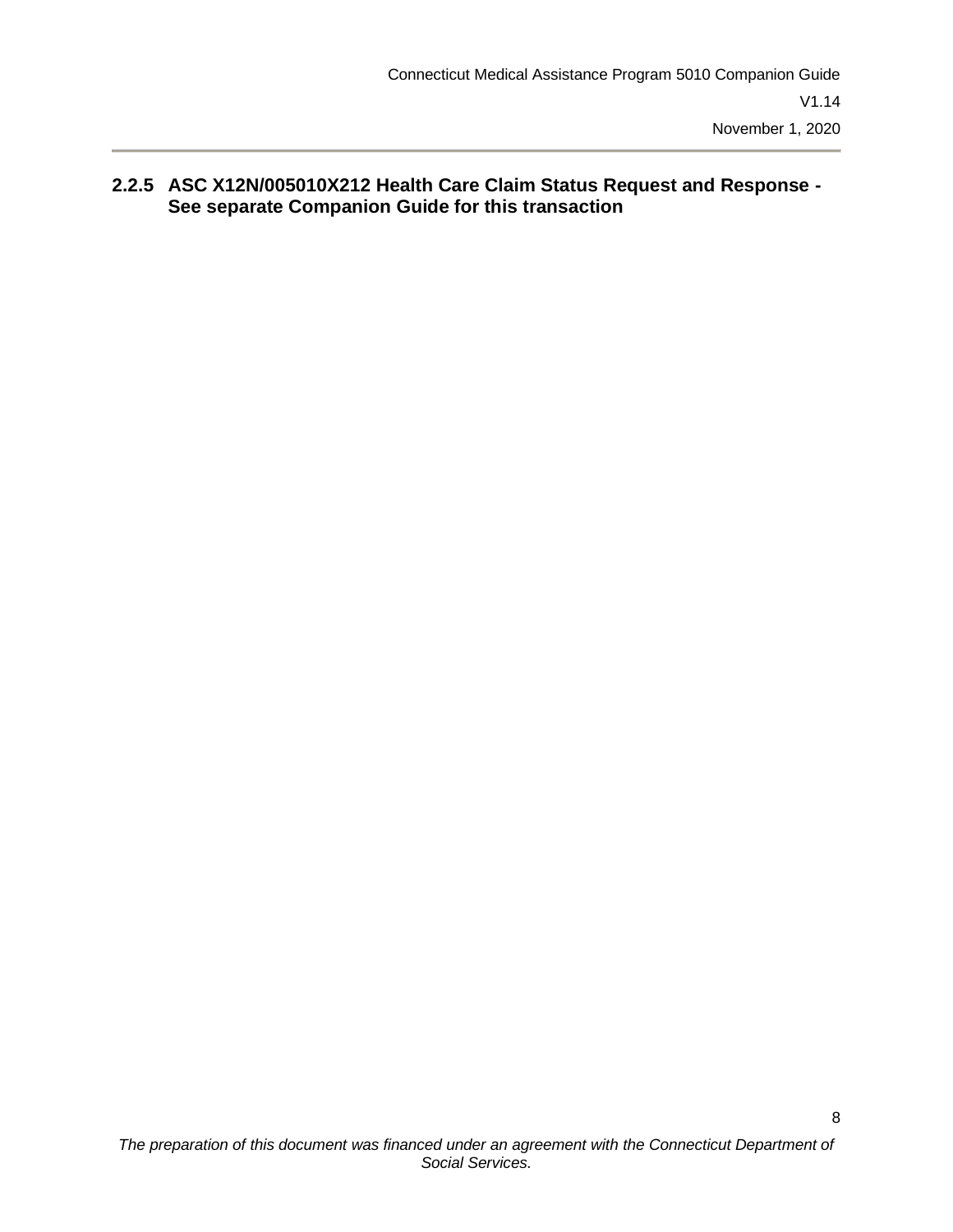### 2.2.5 ASC X12N/005010X212 Health Care Claim Status Request and Response - See separate Companion Guide for this transaction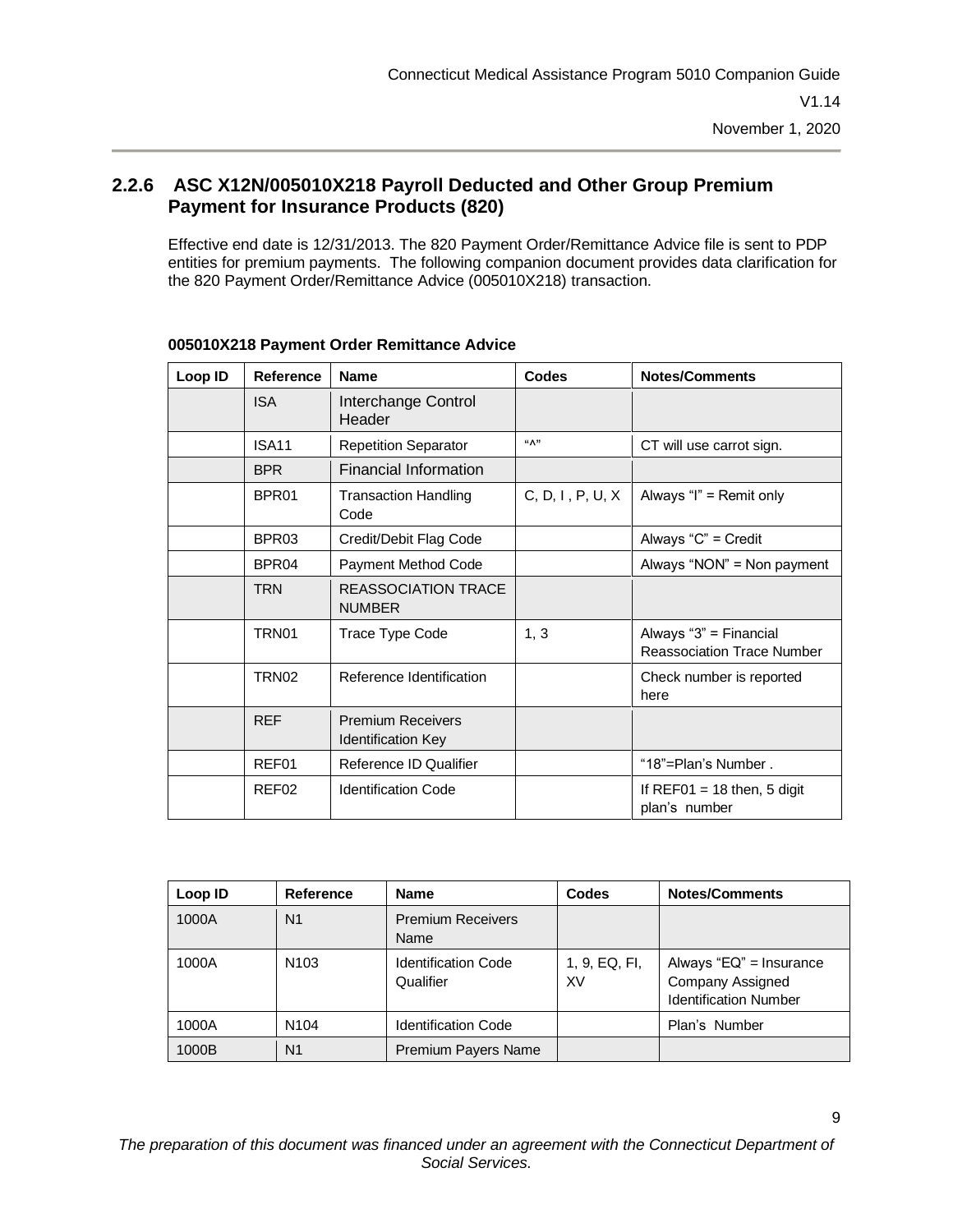### 2.2.6 ASC X12N/005010X218 Payroll Deducted and Other Group Premium Payment for Insurance Products (820)

Effective end date is 12/31/2013. The 820 Payment Order/Remittance Advice file is sent to PDP entities for premium payments. The following companion document provides data clarification for the 820 Payment Order/Remittance Advice (005010X218) transaction.

**005010X218 Payment Order Remittance Advice**

| Loop ID | Reference | Name | Codes | Notes/Comments |
|---|---|---|---|---|
| | ISA | Interchange Control Header | | |
| | ISA11 | Repetition Separator | "^" | CT will use carrot sign. |
| | BPR | Financial Information | | |
| | BPR01 | Transaction Handling Code | C, D, I , P, U, X | Always "I" = Remit only |
| | BPR03 | Credit/Debit Flag Code | | Always "C" = Credit |
| | BPR04 | Payment Method Code | | Always "NON" = Non payment |
| | TRN | REASSOCIATION TRACE NUMBER | | |
| | TRN01 | Trace Type Code | 1, 3 | Always "3" = Financial Reassociation Trace Number |
| | TRN02 | Reference Identification | | Check number is reported here |
| | REF | Premium Receivers Identification Key | | |
| | REF01 | Reference ID Qualifier | | "18"=Plan's Number . |
| | REF02 | Identification Code | | If REF01 = 18 then, 5 digit plan's number |

| Loop ID | Reference | Name | Codes | Notes/Comments |
|---|---|---|---|---|
| 1000A | N1 | Premium Receivers Name | | |
| 1000A | N103 | Identification Code Qualifier | 1, 9, EQ, FI, XV | Always "EQ" = Insurance Company Assigned Identification Number |
| 1000A | N104 | Identification Code | | Plan's Number |
| 1000B | N1 | Premium Payers Name | | |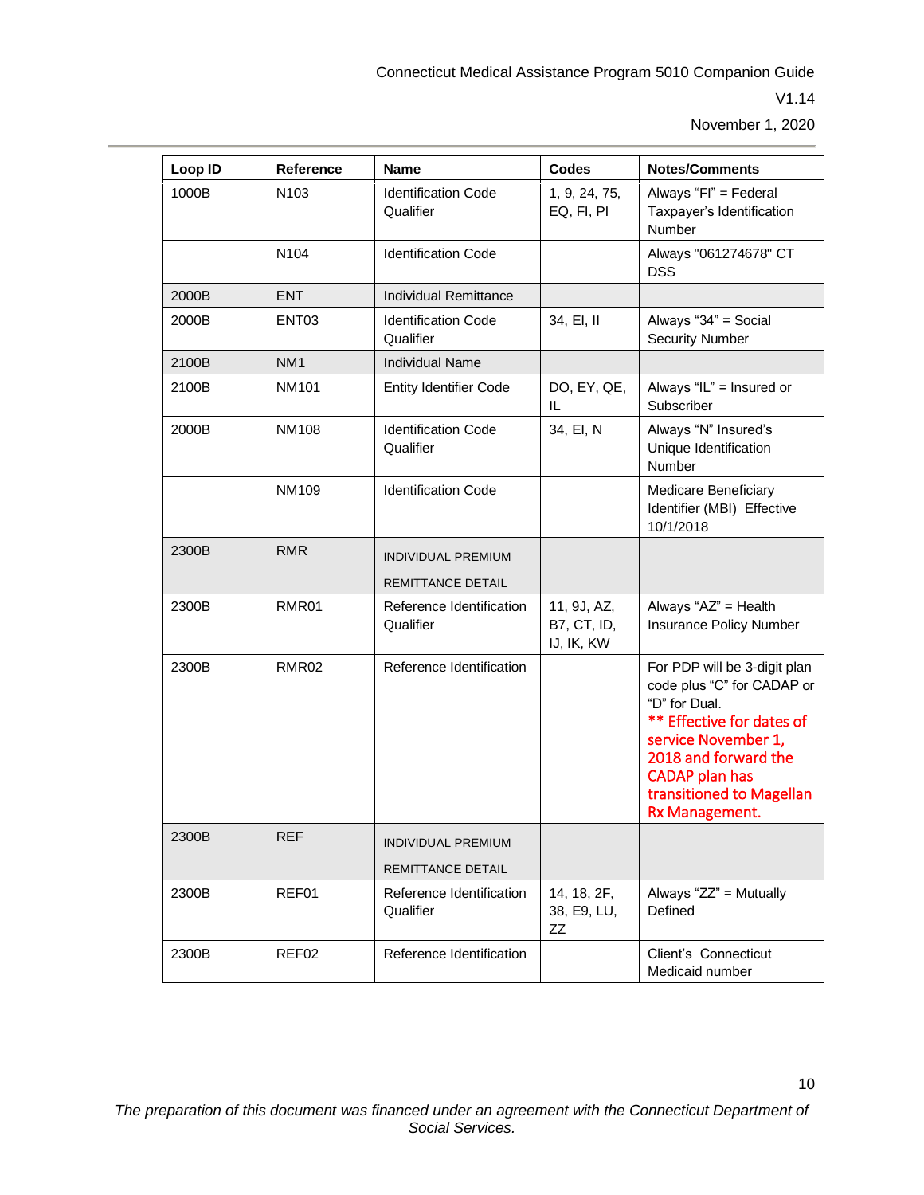| Loop ID | Reference | Name | Codes | Notes/Comments |
|---|---|---|---|---|
| 1000B | N103 | Identification Code Qualifier | 1, 9, 24, 75, EQ, FI, PI | Always "FI" = Federal Taxpayer's Identification Number |
| | N104 | Identification Code | | Always "061274678" CT DSS |
| 2000B | ENT | Individual Remittance | | |
| 2000B | ENT03 | Identification Code Qualifier | 34, EI, II | Always "34" = Social Security Number |
| 2100B | NM1 | Individual Name | | |
| 2100B | NM101 | Entity Identifier Code | DO, EY, QE, IL | Always "IL" = Insured or Subscriber |
| 2000B | NM108 | Identification Code Qualifier | 34, EI, N | Always "N" Insured's Unique Identification Number |
| | NM109 | Identification Code | | Medicare Beneficiary Identifier (MBI) Effective 10/1/2018 |
| 2300B | RMR | INDIVIDUAL PREMIUM REMITTANCE DETAIL | | |
| 2300B | RMR01 | Reference Identification Qualifier | 11, 9J, AZ, B7, CT, ID, IJ, IK, KW | Always "AZ" = Health Insurance Policy Number |
| 2300B | RMR02 | Reference Identification | | For PDP will be 3-digit plan code plus "C" for CADAP or "D" for Dual. ** Effective for dates of service November 1, 2018 and forward the CADAP plan has transitioned to Magellan Rx Management. |
| 2300B | REF | INDIVIDUAL PREMIUM REMITTANCE DETAIL | | |
| 2300B | REF01 | Reference Identification Qualifier | 14, 18, 2F, 38, E9, LU, ZZ | Always "ZZ" = Mutually Defined |
| 2300B | REF02 | Reference Identification | | Client's Connecticut Medicaid number |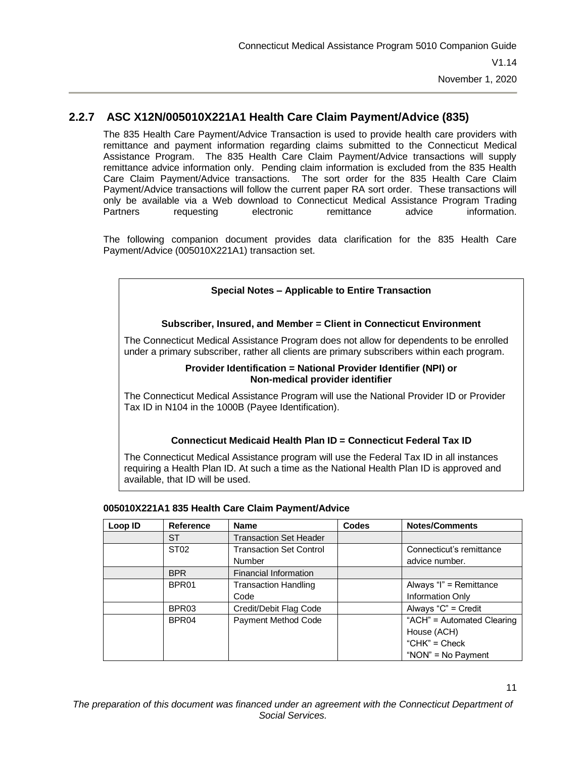## 2.2.7 ASC X12N/005010X221A1 Health Care Claim Payment/Advice (835)

The 835 Health Care Payment/Advice Transaction is used to provide health care providers with remittance and payment information regarding claims submitted to the Connecticut Medical Assistance Program. The 835 Health Care Claim Payment/Advice transactions will supply remittance advice information only. Pending claim information is excluded from the 835 Health Care Claim Payment/Advice transactions. The sort order for the 835 Health Care Claim Payment/Advice transactions will follow the current paper RA sort order. These transactions will only be available via a Web download to Connecticut Medical Assistance Program Trading Partners requesting electronic remittance advice information.

The following companion document provides data clarification for the 835 Health Care Payment/Advice (005010X221A1) transaction set.

**Special Notes – Applicable to Entire Transaction**

**Subscriber, Insured, and Member = Client in Connecticut Environment**

The Connecticut Medical Assistance Program does not allow for dependents to be enrolled under a primary subscriber, rather all clients are primary subscribers within each program.

**Provider Identification = National Provider Identifier (NPI) or Non-medical provider identifier**

The Connecticut Medical Assistance Program will use the National Provider ID or Provider Tax ID in N104 in the 1000B (Payee Identification).

**Connecticut Medicaid Health Plan ID = Connecticut Federal Tax ID**

The Connecticut Medical Assistance program will use the Federal Tax ID in all instances requiring a Health Plan ID. At such a time as the National Health Plan ID is approved and available, that ID will be used.

**005010X221A1 835 Health Care Claim Payment/Advice**

| Loop ID | Reference | Name | Codes | Notes/Comments |
|---|---|---|---|---|
| | ST | Transaction Set Header | | |
| | ST02 | Transaction Set Control Number | | Connecticut's remittance advice number. |
| | BPR | Financial Information | | |
| | BPR01 | Transaction Handling Code | | Always "I" = Remittance Information Only |
| | BPR03 | Credit/Debit Flag Code | | Always "C" = Credit |
| | BPR04 | Payment Method Code | | "ACH" = Automated Clearing House (ACH)<br>"CHK" = Check<br>"NON" = No Payment |

*The preparation of this document was financed under an agreement with the Connecticut Department of Social Services.*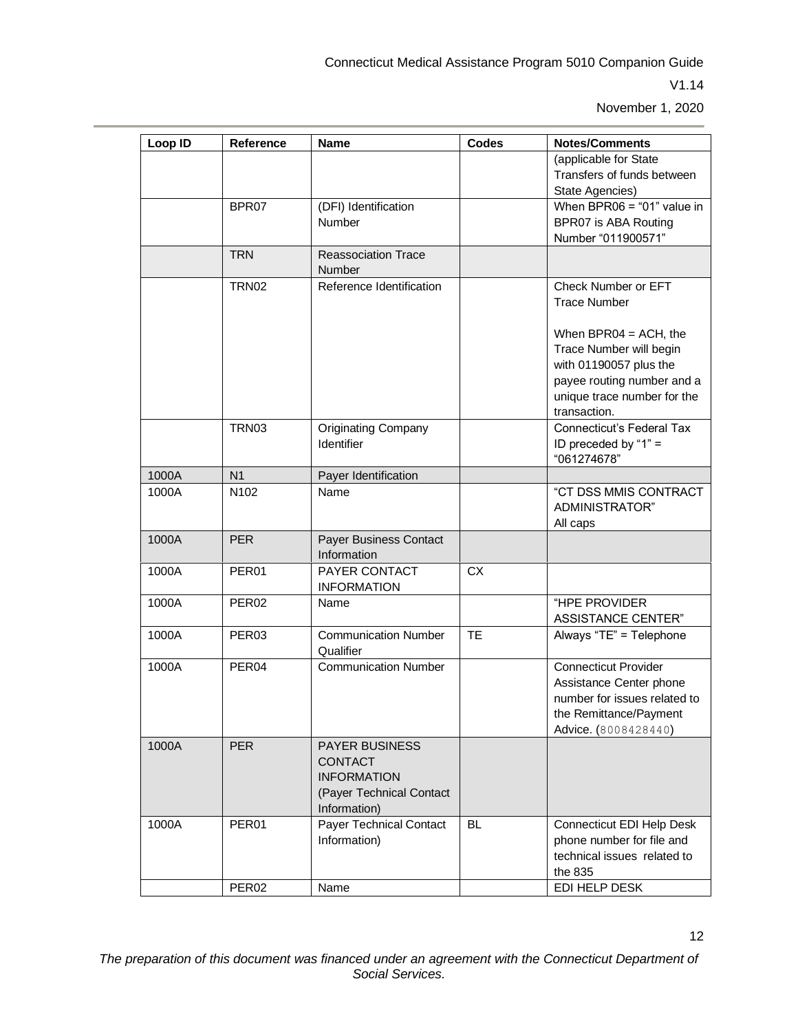| Loop ID | Reference | Name | Codes | Notes/Comments |
|---|---|---|---|---|
| | | | | (applicable for State Transfers of funds between State Agencies) |
| | BPR07 | (DFI) Identification Number | | When BPR06 = "01" value in BPR07 is ABA Routing Number "011900571" |
| | TRN | Reassociation Trace Number | | |
| | TRN02 | Reference Identification | | Check Number or EFT Trace Number<br><br>When BPR04 = ACH, the Trace Number will begin with 01190057 plus the payee routing number and a unique trace number for the transaction. |
| | TRN03 | Originating Company Identifier | | Connecticut's Federal Tax ID preceded by "1" = "061274678" |
| 1000A | N1 | Payer Identification | | |
| 1000A | N102 | Name | | "CT DSS MMIS CONTRACT ADMINISTRATOR" All caps |
| 1000A | PER | Payer Business Contact Information | | |
| 1000A | PER01 | PAYER CONTACT INFORMATION | CX | |
| 1000A | PER02 | Name | | "HPE PROVIDER ASSISTANCE CENTER" |
| 1000A | PER03 | Communication Number Qualifier | TE | Always "TE" = Telephone |
| 1000A | PER04 | Communication Number | | Connecticut Provider Assistance Center phone number for issues related to the Remittance/Payment Advice. (8008428440) |
| 1000A | PER | PAYER BUSINESS CONTACT INFORMATION (Payer Technical Contact Information) | | |
| 1000A | PER01 | Payer Technical Contact Information) | BL | Connecticut EDI Help Desk phone number for file and technical issues related to the 835 |
| | PER02 | Name | | EDI HELP DESK |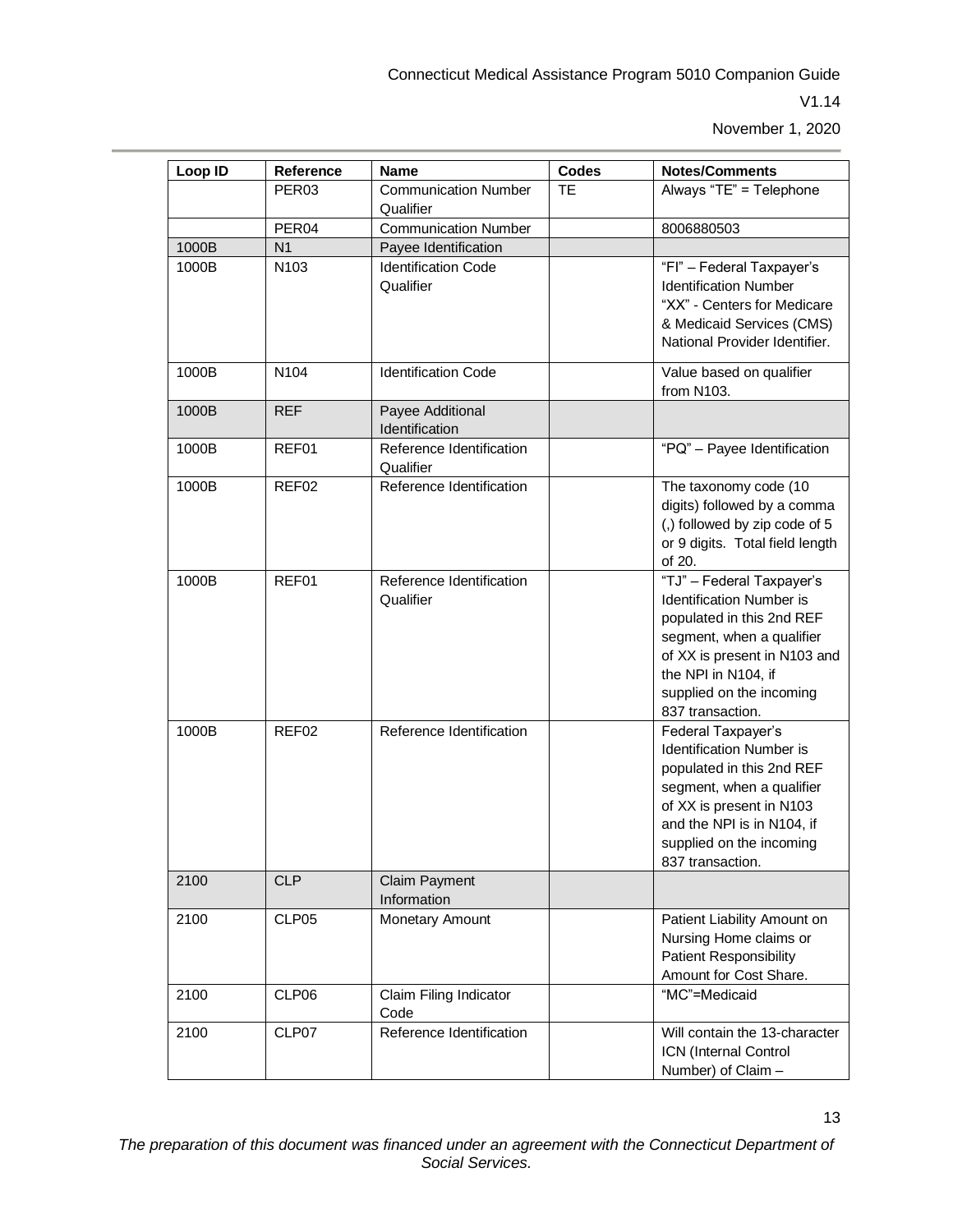| Loop ID | Reference | Name | Codes | Notes/Comments |
|---|---|---|---|---|
| | PER03 | Communication Number Qualifier | TE | Always "TE" = Telephone |
| | PER04 | Communication Number | | 8006880503 |
| 1000B | N1 | Payee Identification | | |
| 1000B | N103 | Identification Code Qualifier | | "FI" – Federal Taxpayer's Identification Number "XX" - Centers for Medicare & Medicaid Services (CMS) National Provider Identifier. |
| 1000B | N104 | Identification Code | | Value based on qualifier from N103. |
| 1000B | REF | Payee Additional Identification | | |
| 1000B | REF01 | Reference Identification Qualifier | | "PQ" – Payee Identification |
| 1000B | REF02 | Reference Identification | | The taxonomy code (10 digits) followed by a comma (,) followed by zip code of 5 or 9 digits. Total field length of 20. |
| 1000B | REF01 | Reference Identification Qualifier | | "TJ" – Federal Taxpayer's Identification Number is populated in this 2nd REF segment, when a qualifier of XX is present in N103 and the NPI in N104, if supplied on the incoming 837 transaction. |
| 1000B | REF02 | Reference Identification | | Federal Taxpayer's Identification Number is populated in this 2nd REF segment, when a qualifier of XX is present in N103 and the NPI is in N104, if supplied on the incoming 837 transaction. |
| 2100 | CLP | Claim Payment Information | | |
| 2100 | CLP05 | Monetary Amount | | Patient Liability Amount on Nursing Home claims or Patient Responsibility Amount for Cost Share. |
| 2100 | CLP06 | Claim Filing Indicator Code | | "MC"=Medicaid |
| 2100 | CLP07 | Reference Identification | | Will contain the 13-character ICN (Internal Control Number) of Claim – |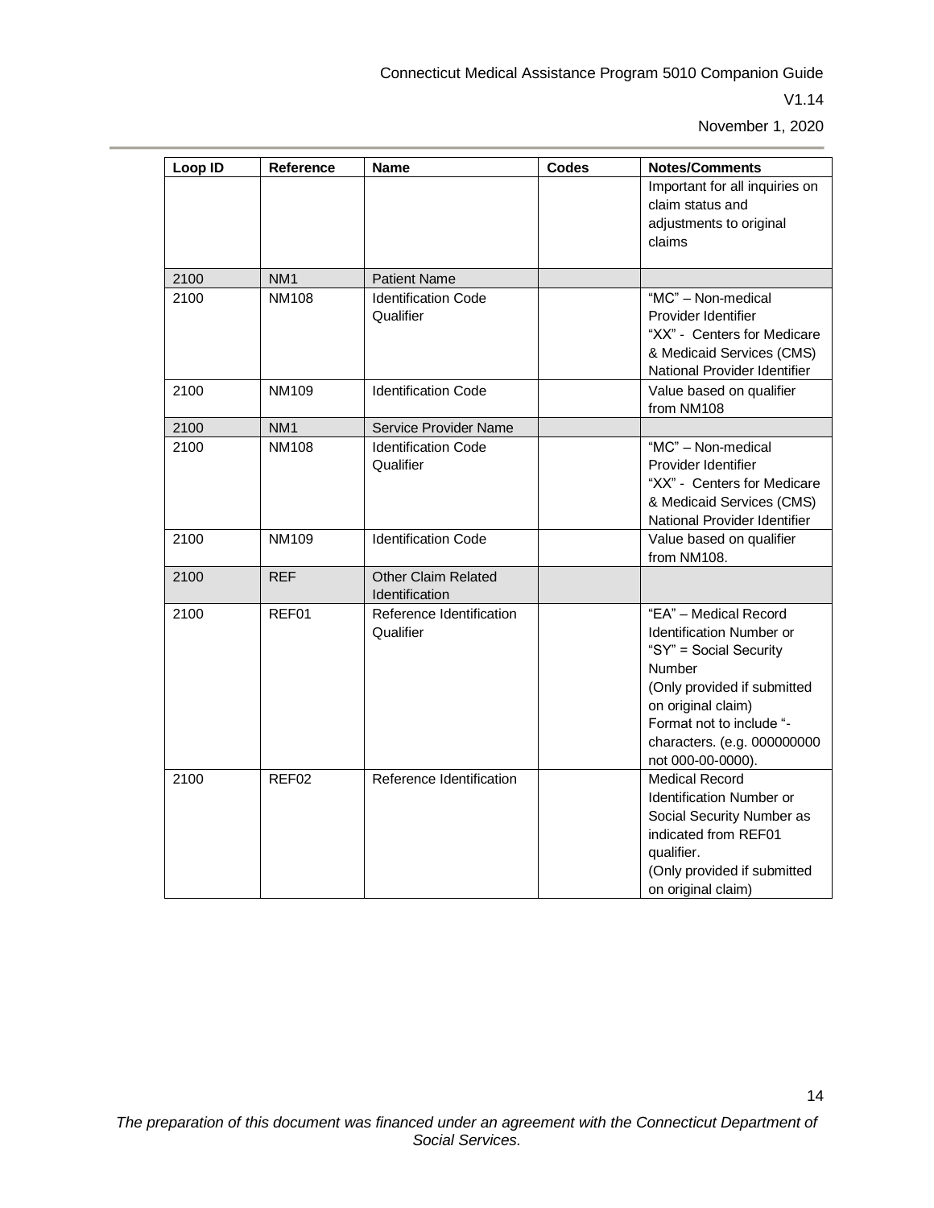| Loop ID | Reference | Name | Codes | Notes/Comments |
|---|---|---|---|---|
| | | | | Important for all inquiries on claim status and adjustments to original claims |
| 2100 | NM1 | Patient Name | | |
| 2100 | NM108 | Identification Code Qualifier | | "MC" – Non-medical Provider Identifier "XX" - Centers for Medicare & Medicaid Services (CMS) National Provider Identifier |
| 2100 | NM109 | Identification Code | | Value based on qualifier from NM108 |
| 2100 | NM1 | Service Provider Name | | |
| 2100 | NM108 | Identification Code Qualifier | | "MC" – Non-medical Provider Identifier "XX" - Centers for Medicare & Medicaid Services (CMS) National Provider Identifier |
| 2100 | NM109 | Identification Code | | Value based on qualifier from NM108. |
| 2100 | REF | Other Claim Related Identification | | |
| 2100 | REF01 | Reference Identification Qualifier | | "EA" – Medical Record Identification Number or "SY" = Social Security Number (Only provided if submitted on original claim) Format not to include "- characters. (e.g. 000000000 not 000-00-0000). |
| 2100 | REF02 | Reference Identification | | Medical Record Identification Number or Social Security Number as indicated from REF01 qualifier. (Only provided if submitted on original claim) |

*The preparation of this document was financed under an agreement with the Connecticut Department of Social Services.*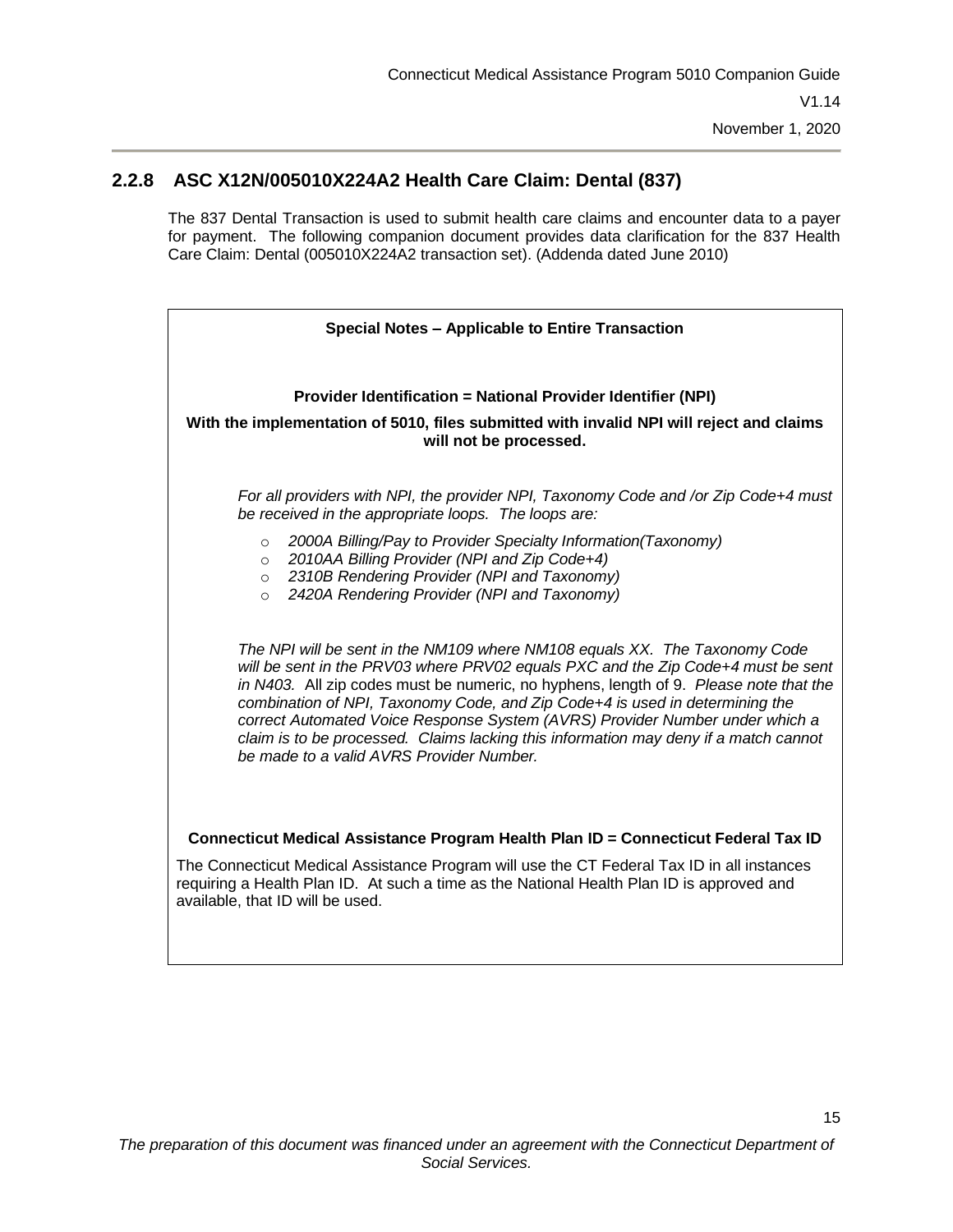### 2.2.8 ASC X12N/005010X224A2 Health Care Claim: Dental (837)

The 837 Dental Transaction is used to submit health care claims and encounter data to a payer for payment. The following companion document provides data clarification for the 837 Health Care Claim: Dental (005010X224A2 transaction set). (Addenda dated June 2010)

**Special Notes – Applicable to Entire Transaction**

**Provider Identification = National Provider Identifier (NPI)**

**With the implementation of 5010, files submitted with invalid NPI will reject and claims will not be processed.**

*For all providers with NPI, the provider NPI, Taxonomy Code and /or Zip Code+4 must be received in the appropriate loops. The loops are:*

- *2000A Billing/Pay to Provider Specialty Information(Taxonomy)*
- *2010AA Billing Provider (NPI and Zip Code+4)*
- *2310B Rendering Provider (NPI and Taxonomy)*
- *2420A Rendering Provider (NPI and Taxonomy)*

*The NPI will be sent in the NM109 where NM108 equals XX. The Taxonomy Code will be sent in the PRV03 where PRV02 equals PXC and the Zip Code+4 must be sent in N403.* All zip codes must be numeric, no hyphens, length of 9. *Please note that the combination of NPI, Taxonomy Code, and Zip Code+4 is used in determining the correct Automated Voice Response System (AVRS) Provider Number under which a claim is to be processed. Claims lacking this information may deny if a match cannot be made to a valid AVRS Provider Number.*

**Connecticut Medical Assistance Program Health Plan ID = Connecticut Federal Tax ID**

The Connecticut Medical Assistance Program will use the CT Federal Tax ID in all instances requiring a Health Plan ID. At such a time as the National Health Plan ID is approved and available, that ID will be used.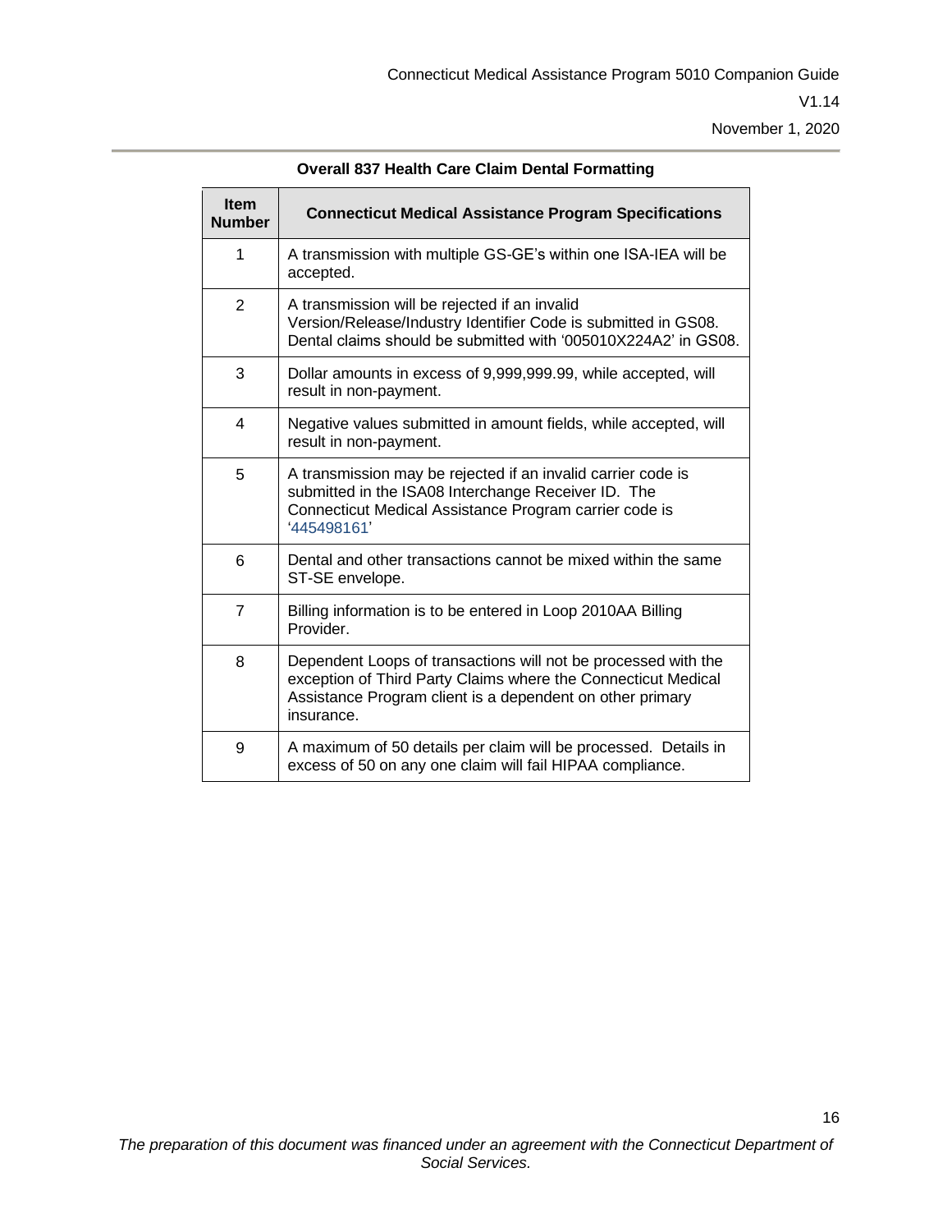**Overall 837 Health Care Claim Dental Formatting**

| Item Number | Connecticut Medical Assistance Program Specifications |
| --- | --- |
| 1 | A transmission with multiple GS-GE's within one ISA-IEA will be accepted. |
| 2 | A transmission will be rejected if an invalid Version/Release/Industry Identifier Code is submitted in GS08. Dental claims should be submitted with '005010X224A2' in GS08. |
| 3 | Dollar amounts in excess of 9,999,999.99, while accepted, will result in non-payment. |
| 4 | Negative values submitted in amount fields, while accepted, will result in non-payment. |
| 5 | A transmission may be rejected if an invalid carrier code is submitted in the ISA08 Interchange Receiver ID. The Connecticut Medical Assistance Program carrier code is '445498161' |
| 6 | Dental and other transactions cannot be mixed within the same ST-SE envelope. |
| 7 | Billing information is to be entered in Loop 2010AA Billing Provider. |
| 8 | Dependent Loops of transactions will not be processed with the exception of Third Party Claims where the Connecticut Medical Assistance Program client is a dependent on other primary insurance. |
| 9 | A maximum of 50 details per claim will be processed. Details in excess of 50 on any one claim will fail HIPAA compliance. |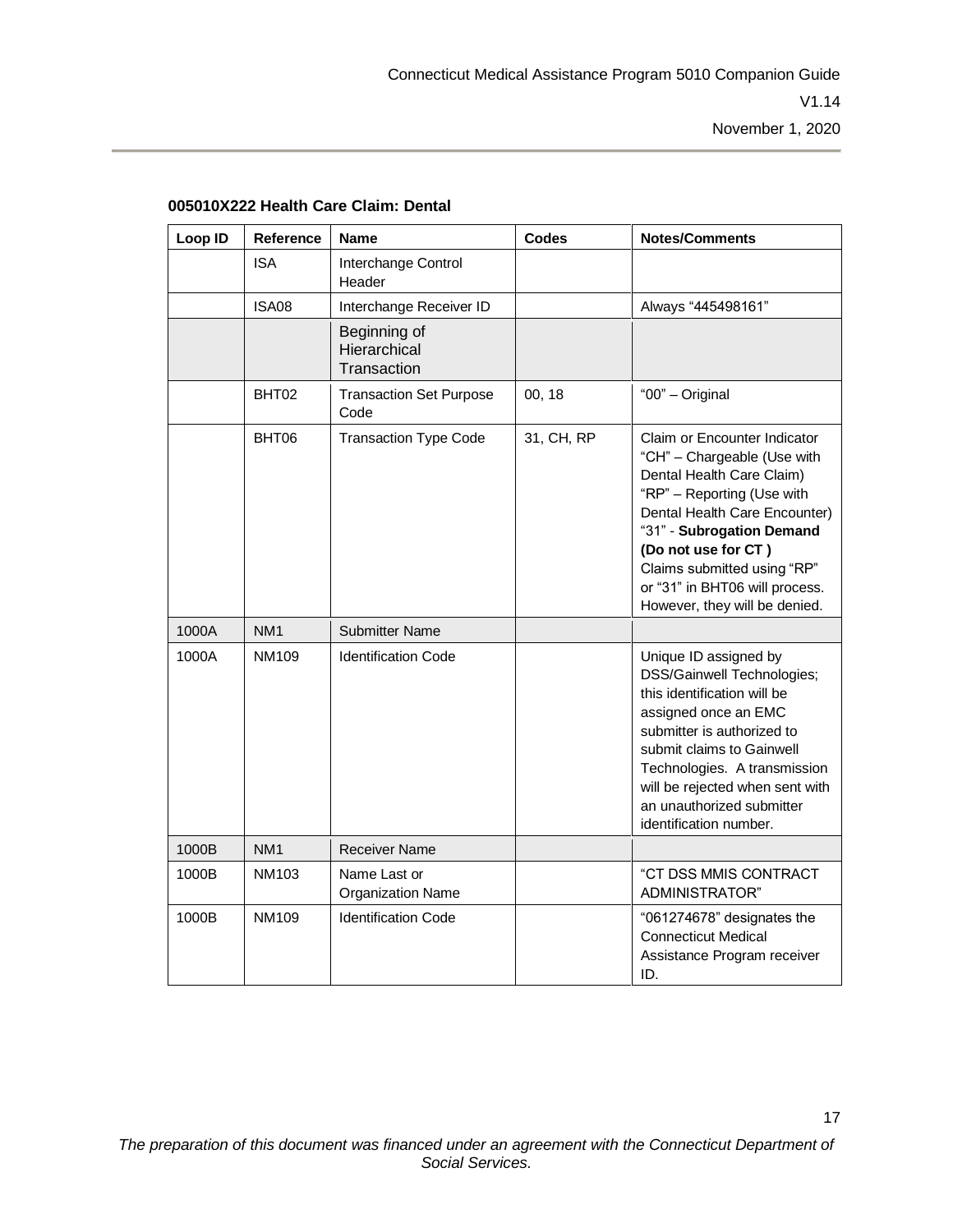**005010X222 Health Care Claim: Dental**

| Loop ID | Reference | Name | Codes | Notes/Comments |
|---|---|---|---|---|
| | ISA | Interchange Control Header | | |
| | ISA08 | Interchange Receiver ID | | Always "445498161" |
| | | Beginning of Hierarchical Transaction | | |
| | BHT02 | Transaction Set Purpose Code | 00, 18 | "00" – Original |
| | BHT06 | Transaction Type Code | 31, CH, RP | Claim or Encounter Indicator "CH" – Chargeable (Use with Dental Health Care Claim) "RP" – Reporting (Use with Dental Health Care Encounter) "31" - **Subrogation Demand (Do not use for CT )** Claims submitted using "RP" or "31" in BHT06 will process. However, they will be denied. |
| 1000A | NM1 | Submitter Name | | |
| 1000A | NM109 | Identification Code | | Unique ID assigned by DSS/Gainwell Technologies; this identification will be assigned once an EMC submitter is authorized to submit claims to Gainwell Technologies. A transmission will be rejected when sent with an unauthorized submitter identification number. |
| 1000B | NM1 | Receiver Name | | |
| 1000B | NM103 | Name Last or Organization Name | | "CT DSS MMIS CONTRACT ADMINISTRATOR" |
| 1000B | NM109 | Identification Code | | "061274678" designates the Connecticut Medical Assistance Program receiver ID. |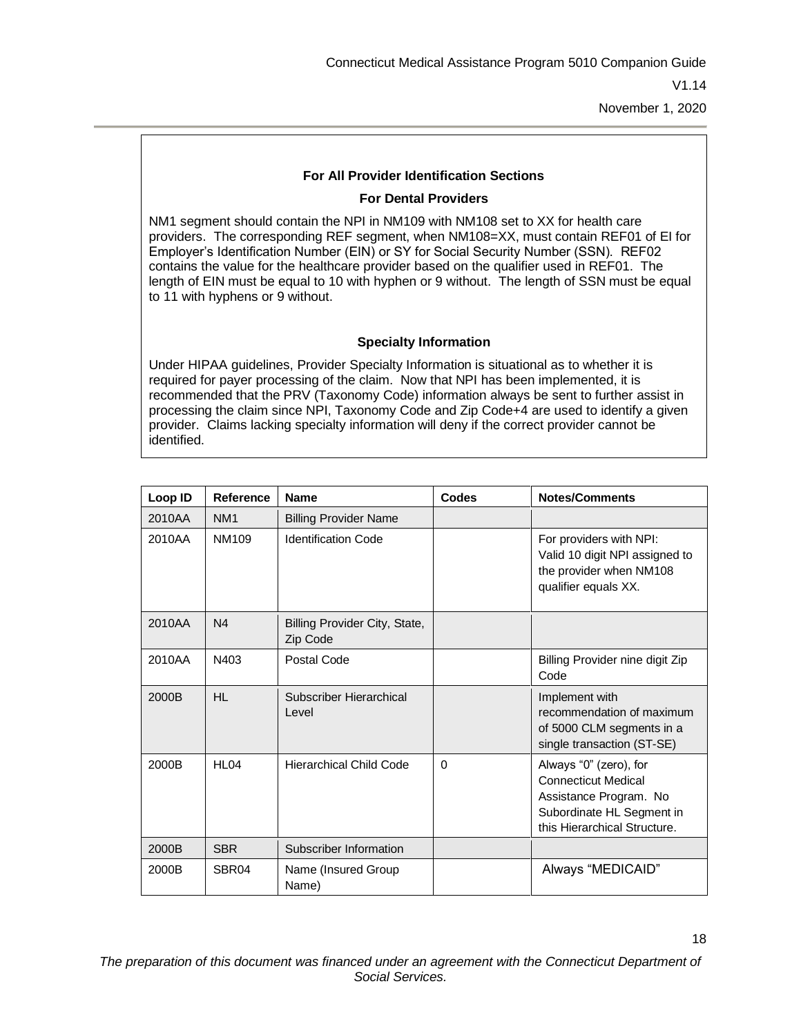### For All Provider Identification Sections

#### For Dental Providers

NM1 segment should contain the NPI in NM109 with NM108 set to XX for health care providers. The corresponding REF segment, when NM108=XX, must contain REF01 of EI for Employer's Identification Number (EIN) or SY for Social Security Number (SSN). REF02 contains the value for the healthcare provider based on the qualifier used in REF01. The length of EIN must be equal to 10 with hyphen or 9 without. The length of SSN must be equal to 11 with hyphens or 9 without.

#### Specialty Information

Under HIPAA guidelines, Provider Specialty Information is situational as to whether it is required for payer processing of the claim. Now that NPI has been implemented, it is recommended that the PRV (Taxonomy Code) information always be sent to further assist in processing the claim since NPI, Taxonomy Code and Zip Code+4 are used to identify a given provider. Claims lacking specialty information will deny if the correct provider cannot be identified.

| Loop ID | Reference | Name | Codes | Notes/Comments |
|---|---|---|---|---|
| 2010AA | NM1 | Billing Provider Name | | |
| 2010AA | NM109 | Identification Code | | For providers with NPI: Valid 10 digit NPI assigned to the provider when NM108 qualifier equals XX. |
| 2010AA | N4 | Billing Provider City, State, Zip Code | | |
| 2010AA | N403 | Postal Code | | Billing Provider nine digit Zip Code |
| 2000B | HL | Subscriber Hierarchical Level | | Implement with recommendation of maximum of 5000 CLM segments in a single transaction (ST-SE) |
| 2000B | HL04 | Hierarchical Child Code | 0 | Always "0" (zero), for Connecticut Medical Assistance Program. No Subordinate HL Segment in this Hierarchical Structure. |
| 2000B | SBR | Subscriber Information | | |
| 2000B | SBR04 | Name (Insured Group Name) | | Always "MEDICAID" |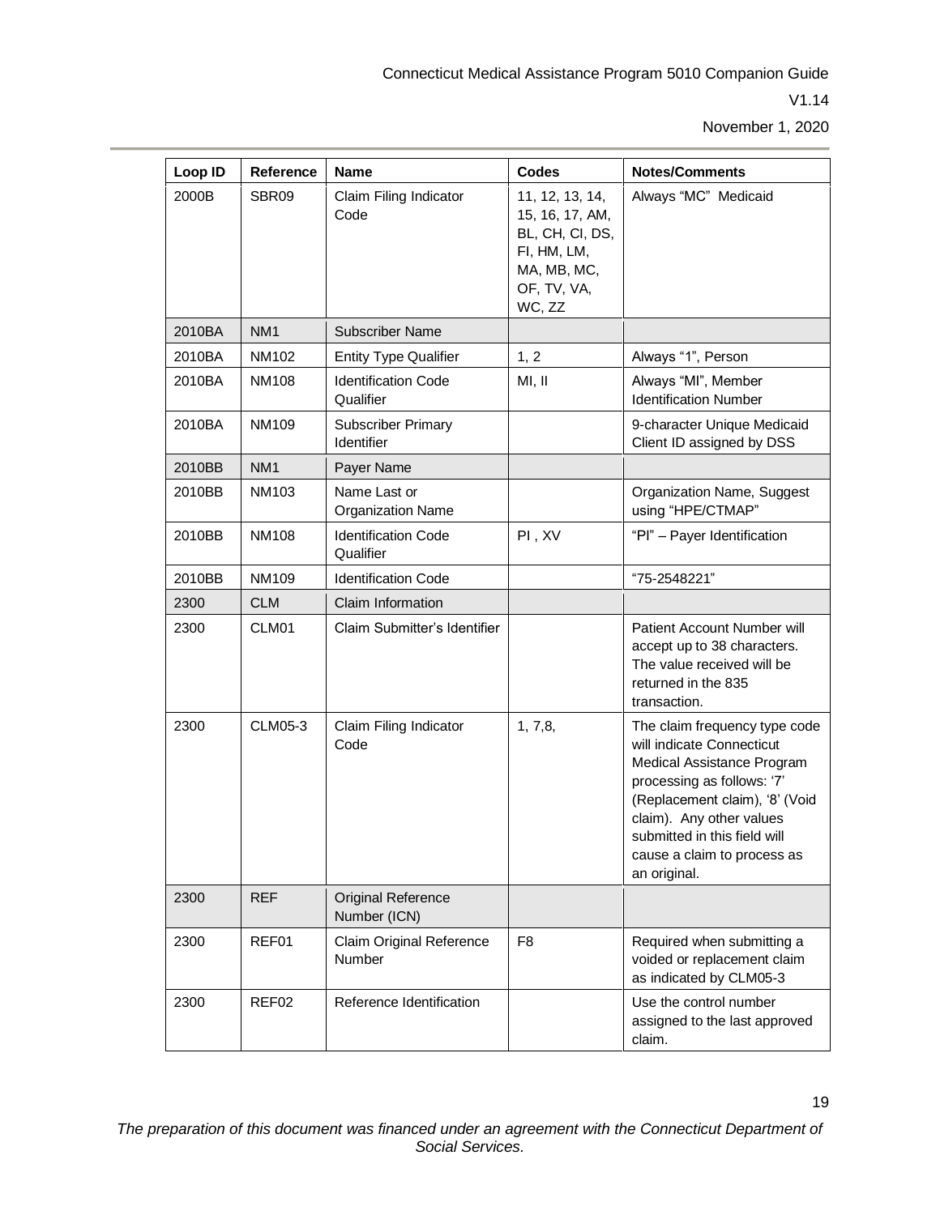| Loop ID | Reference | Name | Codes | Notes/Comments |
|---|---|---|---|---|
| 2000B | SBR09 | Claim Filing Indicator Code | 11, 12, 13, 14, 15, 16, 17, AM, BL, CH, CI, DS, FI, HM, LM, MA, MB, MC, OF, TV, VA, WC, ZZ | Always "MC" Medicaid |
| 2010BA | NM1 | Subscriber Name | | |
| 2010BA | NM102 | Entity Type Qualifier | 1, 2 | Always "1", Person |
| 2010BA | NM108 | Identification Code Qualifier | MI, II | Always "MI", Member Identification Number |
| 2010BA | NM109 | Subscriber Primary Identifier | | 9-character Unique Medicaid Client ID assigned by DSS |
| 2010BB | NM1 | Payer Name | | |
| 2010BB | NM103 | Name Last or Organization Name | | Organization Name, Suggest using "HPE/CTMAP" |
| 2010BB | NM108 | Identification Code Qualifier | PI , XV | "PI" – Payer Identification |
| 2010BB | NM109 | Identification Code | | "75-2548221" |
| 2300 | CLM | Claim Information | | |
| 2300 | CLM01 | Claim Submitter's Identifier | | Patient Account Number will accept up to 38 characters. The value received will be returned in the 835 transaction. |
| 2300 | CLM05-3 | Claim Filing Indicator Code | 1, 7,8, | The claim frequency type code will indicate Connecticut Medical Assistance Program processing as follows: '7' (Replacement claim), '8' (Void claim). Any other values submitted in this field will cause a claim to process as an original. |
| 2300 | REF | Original Reference Number (ICN) | | |
| 2300 | REF01 | Claim Original Reference Number | F8 | Required when submitting a voided or replacement claim as indicated by CLM05-3 |
| 2300 | REF02 | Reference Identification | | Use the control number assigned to the last approved claim. |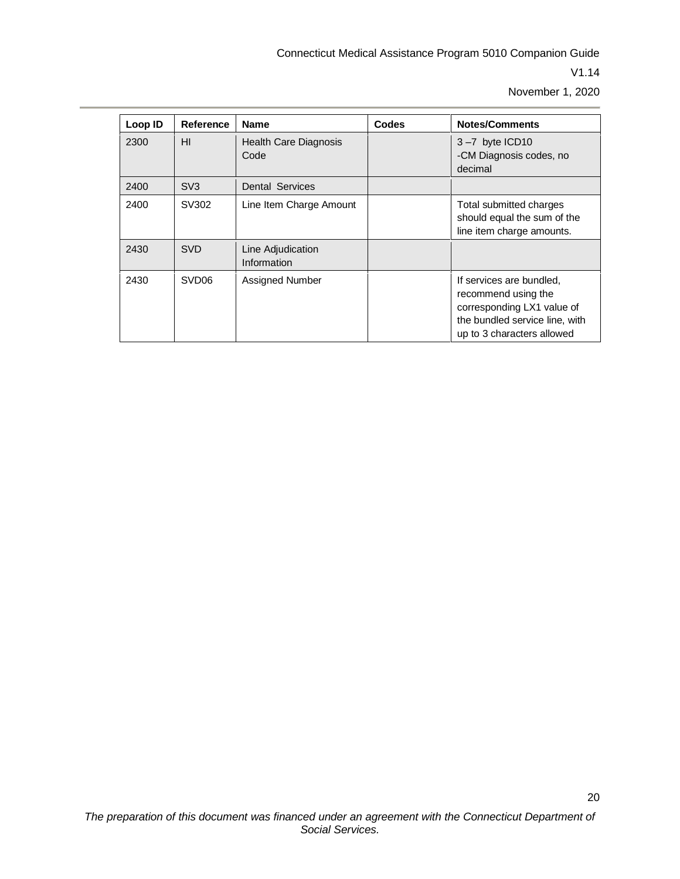| Loop ID | Reference | Name | Codes | Notes/Comments |
|---|---|---|---|---|
| 2300 | HI | Health Care Diagnosis Code | | 3 –7 byte ICD10 -CM Diagnosis codes, no decimal |
| 2400 | SV3 | Dental Services | | |
| 2400 | SV302 | Line Item Charge Amount | | Total submitted charges should equal the sum of the line item charge amounts. |
| 2430 | SVD | Line Adjudication Information | | |
| 2430 | SVD06 | Assigned Number | | If services are bundled, recommend using the corresponding LX1 value of the bundled service line, with up to 3 characters allowed |

*The preparation of this document was financed under an agreement with the Connecticut Department of Social Services.*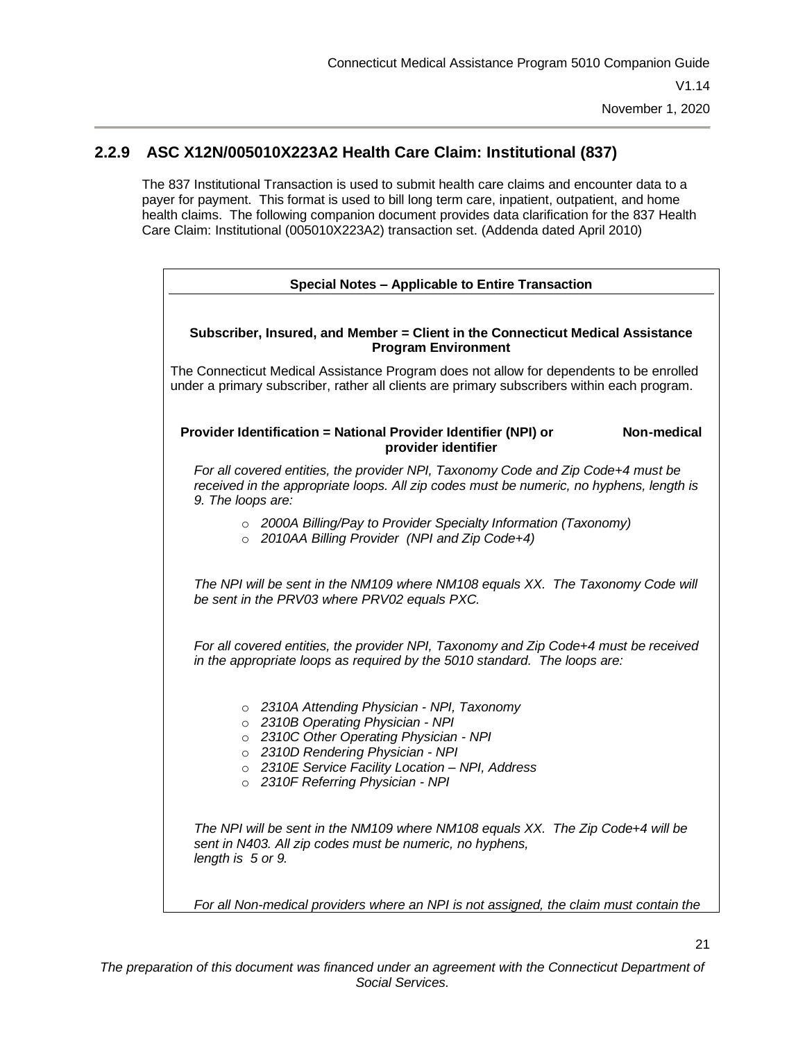## 2.2.9 ASC X12N/005010X223A2 Health Care Claim: Institutional (837)

The 837 Institutional Transaction is used to submit health care claims and encounter data to a payer for payment. This format is used to bill long term care, inpatient, outpatient, and home health claims. The following companion document provides data clarification for the 837 Health Care Claim: Institutional (005010X223A2) transaction set. (Addenda dated April 2010)

**Special Notes – Applicable to Entire Transaction**

**Subscriber, Insured, and Member = Client in the Connecticut Medical Assistance Program Environment**

The Connecticut Medical Assistance Program does not allow for dependents to be enrolled under a primary subscriber, rather all clients are primary subscribers within each program.

**Provider Identification = National Provider Identifier (NPI) or Non-medical provider identifier**

*For all covered entities, the provider NPI, Taxonomy Code and Zip Code+4 must be received in the appropriate loops. All zip codes must be numeric, no hyphens, length is 9. The loops are:*

- *2000A Billing/Pay to Provider Specialty Information (Taxonomy)*
- *2010AA Billing Provider (NPI and Zip Code+4)*

*The NPI will be sent in the NM109 where NM108 equals XX. The Taxonomy Code will be sent in the PRV03 where PRV02 equals PXC.*

*For all covered entities, the provider NPI, Taxonomy and Zip Code+4 must be received in the appropriate loops as required by the 5010 standard. The loops are:*

- *2310A Attending Physician - NPI, Taxonomy*
- *2310B Operating Physician - NPI*
- *2310C Other Operating Physician - NPI*
- *2310D Rendering Physician - NPI*
- *2310E Service Facility Location – NPI, Address*
- *2310F Referring Physician - NPI*

*The NPI will be sent in the NM109 where NM108 equals XX. The Zip Code+4 will be sent in N403. All zip codes must be numeric, no hyphens, length is 5 or 9.*

*For all Non-medical providers where an NPI is not assigned, the claim must contain the*

*The preparation of this document was financed under an agreement with the Connecticut Department of Social Services.*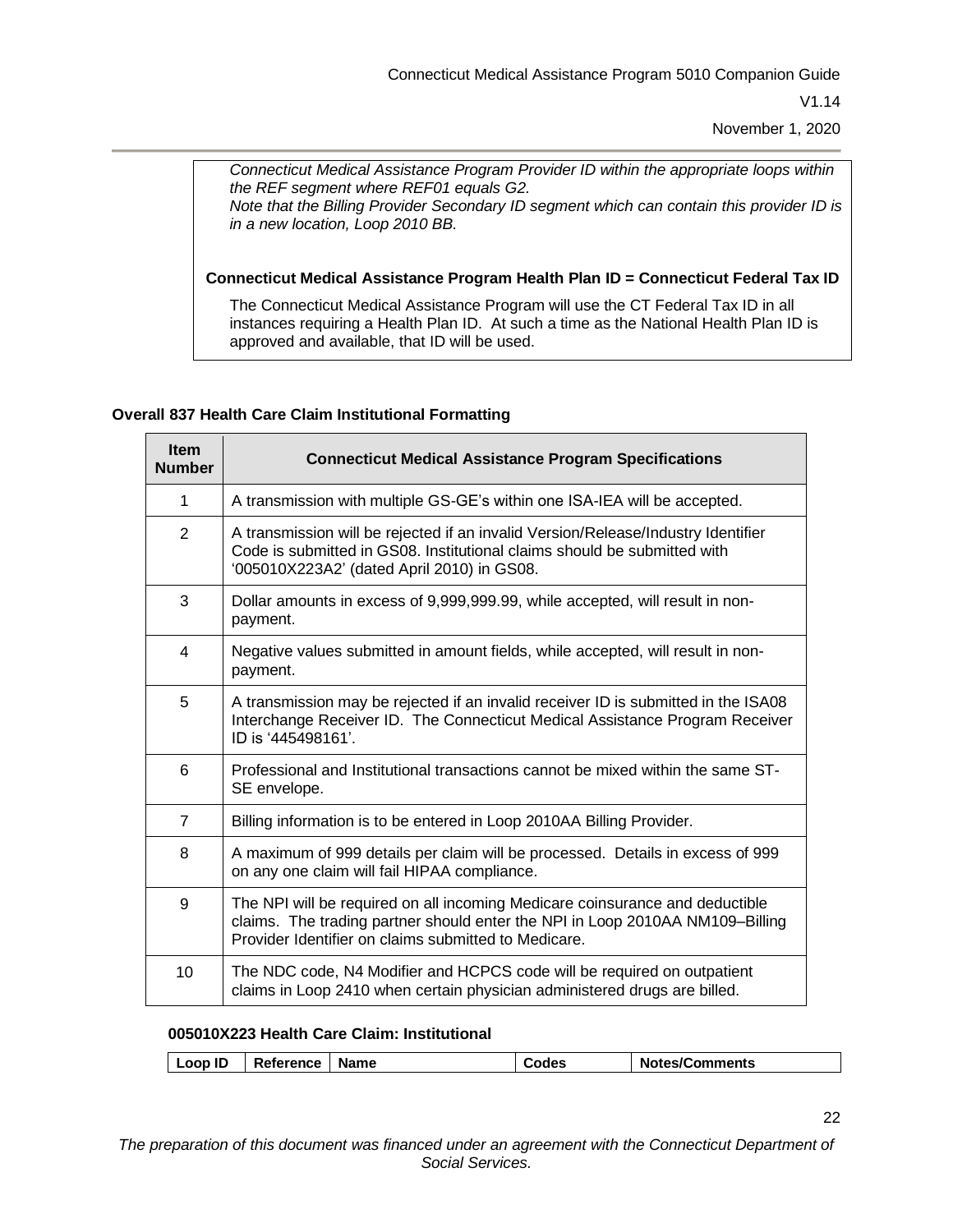*Connecticut Medical Assistance Program Provider ID within the appropriate loops within the REF segment where REF01 equals G2.*
*Note that the Billing Provider Secondary ID segment which can contain this provider ID is in a new location, Loop 2010 BB.*

**Connecticut Medical Assistance Program Health Plan ID = Connecticut Federal Tax ID**

The Connecticut Medical Assistance Program will use the CT Federal Tax ID in all instances requiring a Health Plan ID. At such a time as the National Health Plan ID is approved and available, that ID will be used.

**Overall 837 Health Care Claim Institutional Formatting**

| Item Number | Connecticut Medical Assistance Program Specifications |
|---|---|
| 1 | A transmission with multiple GS-GE's within one ISA-IEA will be accepted. |
| 2 | A transmission will be rejected if an invalid Version/Release/Industry Identifier Code is submitted in GS08. Institutional claims should be submitted with '005010X223A2' (dated April 2010) in GS08. |
| 3 | Dollar amounts in excess of 9,999,999.99, while accepted, will result in non-payment. |
| 4 | Negative values submitted in amount fields, while accepted, will result in non-payment. |
| 5 | A transmission may be rejected if an invalid receiver ID is submitted in the ISA08 Interchange Receiver ID. The Connecticut Medical Assistance Program Receiver ID is '445498161'. |
| 6 | Professional and Institutional transactions cannot be mixed within the same ST-SE envelope. |
| 7 | Billing information is to be entered in Loop 2010AA Billing Provider. |
| 8 | A maximum of 999 details per claim will be processed. Details in excess of 999 on any one claim will fail HIPAA compliance. |
| 9 | The NPI will be required on all incoming Medicare coinsurance and deductible claims. The trading partner should enter the NPI in Loop 2010AA NM109–Billing Provider Identifier on claims submitted to Medicare. |
| 10 | The NDC code, N4 Modifier and HCPCS code will be required on outpatient claims in Loop 2410 when certain physician administered drugs are billed. |

**005010X223 Health Care Claim: Institutional**

| Loop ID | Reference | Name | Codes | Notes/Comments |
|---|---|---|---|---|

*The preparation of this document was financed under an agreement with the Connecticut Department of Social Services.*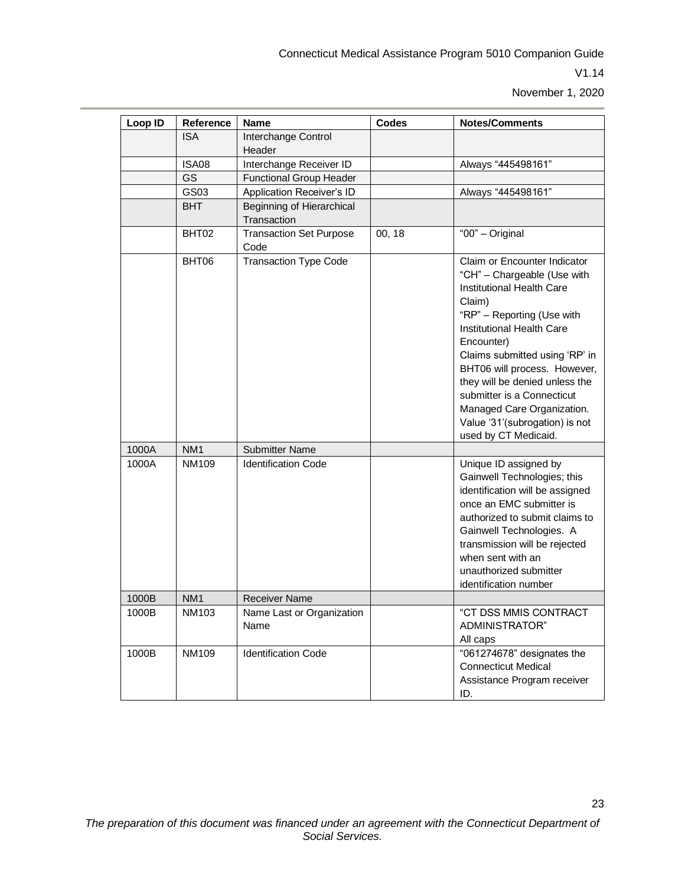| Loop ID | Reference | Name | Codes | Notes/Comments |
|---|---|---|---|---|
| | ISA | Interchange Control Header | | |
| | ISA08 | Interchange Receiver ID | | Always "445498161" |
| | GS | Functional Group Header | | |
| | GS03 | Application Receiver's ID | | Always "445498161" |
| | BHT | Beginning of Hierarchical Transaction | | |
| | BHT02 | Transaction Set Purpose Code | 00, 18 | "00" – Original |
| | BHT06 | Transaction Type Code | | Claim or Encounter Indicator "CH" – Chargeable (Use with Institutional Health Care Claim) "RP" – Reporting (Use with Institutional Health Care Encounter) Claims submitted using 'RP' in BHT06 will process. However, they will be denied unless the submitter is a Connecticut Managed Care Organization. Value '31'(subrogation) is not used by CT Medicaid. |
| 1000A | NM1 | Submitter Name | | |
| 1000A | NM109 | Identification Code | | Unique ID assigned by Gainwell Technologies; this identification will be assigned once an EMC submitter is authorized to submit claims to Gainwell Technologies. A transmission will be rejected when sent with an unauthorized submitter identification number |
| 1000B | NM1 | Receiver Name | | |
| 1000B | NM103 | Name Last or Organization Name | | "CT DSS MMIS CONTRACT ADMINISTRATOR" All caps |
| 1000B | NM109 | Identification Code | | "061274678" designates the Connecticut Medical Assistance Program receiver ID. |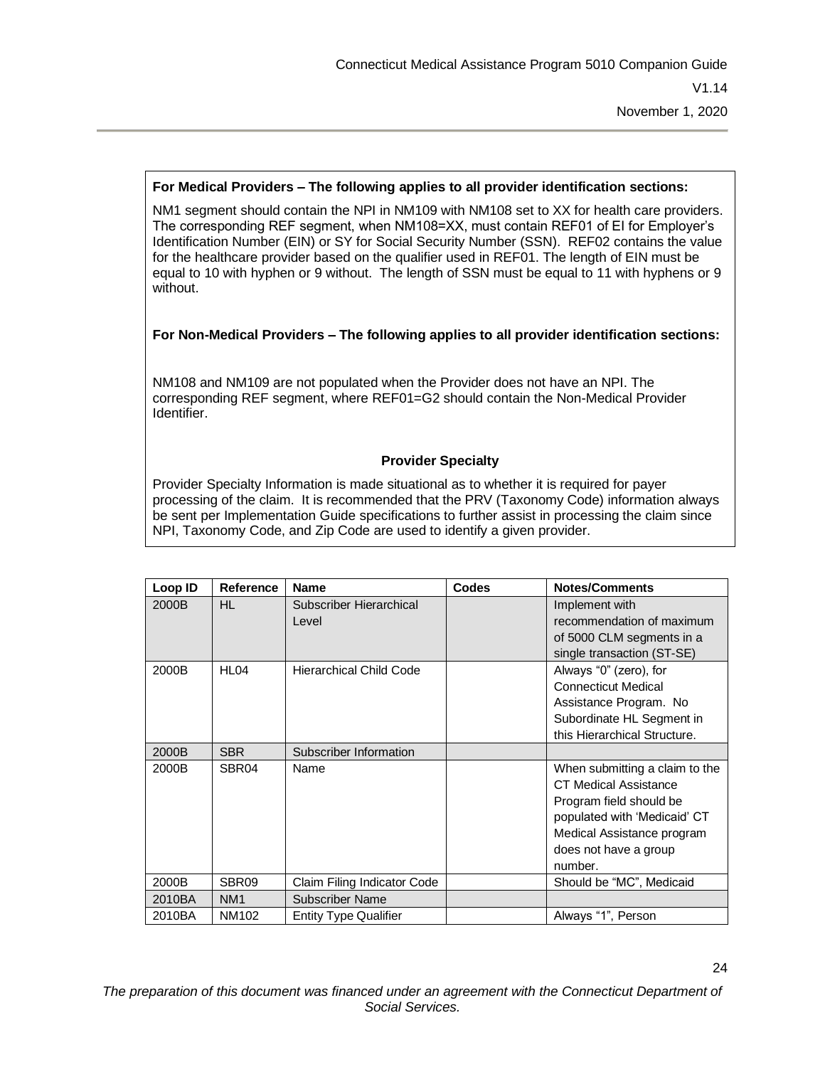**For Medical Providers – The following applies to all provider identification sections:**

NM1 segment should contain the NPI in NM109 with NM108 set to XX for health care providers. The corresponding REF segment, when NM108=XX, must contain REF01 of EI for Employer's Identification Number (EIN) or SY for Social Security Number (SSN). REF02 contains the value for the healthcare provider based on the qualifier used in REF01. The length of EIN must be equal to 10 with hyphen or 9 without. The length of SSN must be equal to 11 with hyphens or 9 without.

**For Non-Medical Providers – The following applies to all provider identification sections:**

NM108 and NM109 are not populated when the Provider does not have an NPI. The corresponding REF segment, where REF01=G2 should contain the Non-Medical Provider Identifier.

**Provider Specialty**

Provider Specialty Information is made situational as to whether it is required for payer processing of the claim. It is recommended that the PRV (Taxonomy Code) information always be sent per Implementation Guide specifications to further assist in processing the claim since NPI, Taxonomy Code, and Zip Code are used to identify a given provider.

| Loop ID | Reference | Name | Codes | Notes/Comments |
|---|---|---|---|---|
| 2000B | HL | Subscriber Hierarchical Level | | Implement with recommendation of maximum of 5000 CLM segments in a single transaction (ST-SE) |
| 2000B | HL04 | Hierarchical Child Code | | Always "0" (zero), for Connecticut Medical Assistance Program. No Subordinate HL Segment in this Hierarchical Structure. |
| 2000B | SBR | Subscriber Information | | |
| 2000B | SBR04 | Name | | When submitting a claim to the CT Medical Assistance Program field should be populated with 'Medicaid' CT Medical Assistance program does not have a group number. |
| 2000B | SBR09 | Claim Filing Indicator Code | | Should be "MC", Medicaid |
| 2010BA | NM1 | Subscriber Name | | |
| 2010BA | NM102 | Entity Type Qualifier | | Always "1", Person |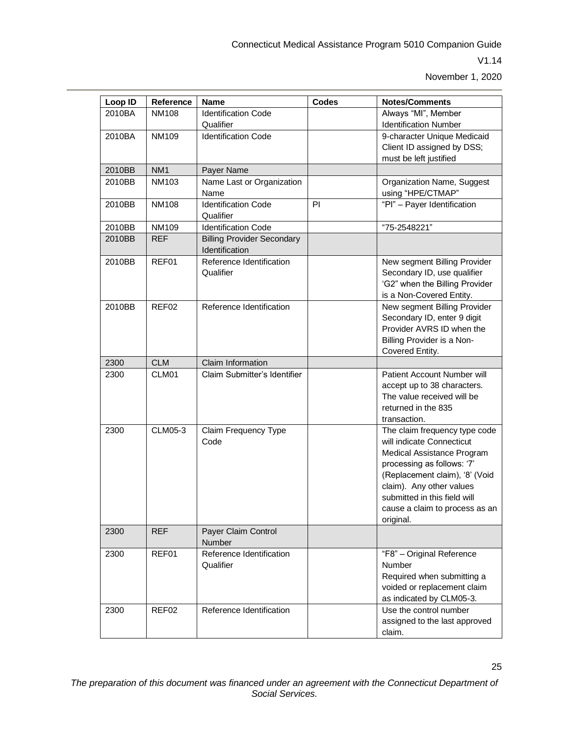| Loop ID | Reference | Name | Codes | Notes/Comments |
|---|---|---|---|---|
| 2010BA | NM108 | Identification Code Qualifier | | Always "MI", Member Identification Number |
| 2010BA | NM109 | Identification Code | | 9-character Unique Medicaid Client ID assigned by DSS; must be left justified |
| 2010BB | NM1 | Payer Name | | |
| 2010BB | NM103 | Name Last or Organization Name | | Organization Name, Suggest using "HPE/CTMAP" |
| 2010BB | NM108 | Identification Code Qualifier | PI | "PI" – Payer Identification |
| 2010BB | NM109 | Identification Code | | "75-2548221" |
| 2010BB | REF | Billing Provider Secondary Identification | | |
| 2010BB | REF01 | Reference Identification Qualifier | | New segment Billing Provider Secondary ID, use qualifier 'G2" when the Billing Provider is a Non-Covered Entity. |
| 2010BB | REF02 | Reference Identification | | New segment Billing Provider Secondary ID, enter 9 digit Provider AVRS ID when the Billing Provider is a Non-Covered Entity. |
| 2300 | CLM | Claim Information | | |
| 2300 | CLM01 | Claim Submitter's Identifier | | Patient Account Number will accept up to 38 characters. The value received will be returned in the 835 transaction. |
| 2300 | CLM05-3 | Claim Frequency Type Code | | The claim frequency type code will indicate Connecticut Medical Assistance Program processing as follows: '7' (Replacement claim), '8' (Void claim). Any other values submitted in this field will cause a claim to process as an original. |
| 2300 | REF | Payer Claim Control Number | | |
| 2300 | REF01 | Reference Identification Qualifier | | "F8" – Original Reference Number<br>Required when submitting a voided or replacement claim as indicated by CLM05-3. |
| 2300 | REF02 | Reference Identification | | Use the control number assigned to the last approved claim. |

*The preparation of this document was financed under an agreement with the Connecticut Department of Social Services.*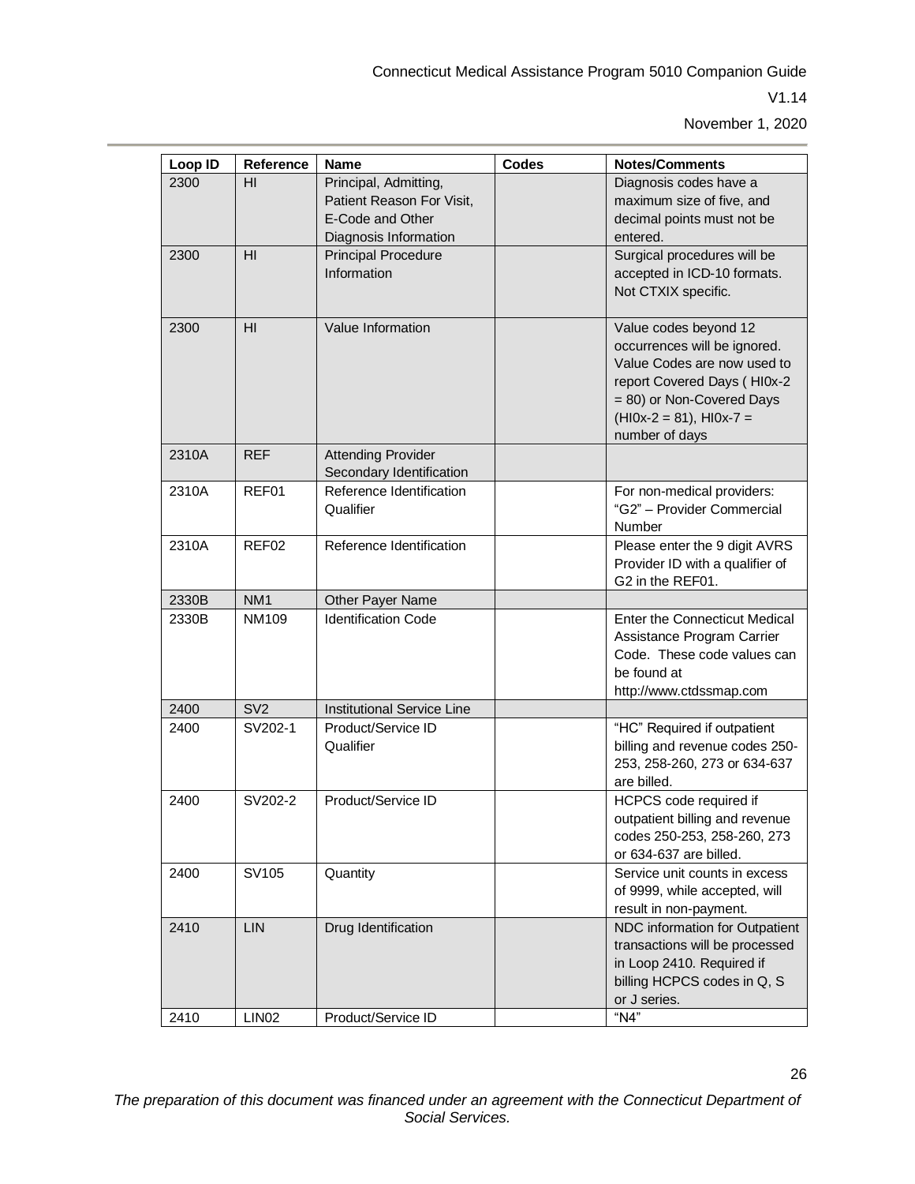| Loop ID | Reference | Name | Codes | Notes/Comments |
|---|---|---|---|---|
| 2300 | HI | Principal, Admitting, Patient Reason For Visit, E-Code and Other Diagnosis Information | | Diagnosis codes have a maximum size of five, and decimal points must not be entered. |
| 2300 | HI | Principal Procedure Information | | Surgical procedures will be accepted in ICD-10 formats. Not CTXIX specific. |
| 2300 | HI | Value Information | | Value codes beyond 12 occurrences will be ignored. Value Codes are now used to report Covered Days ( HI0x-2 = 80) or Non-Covered Days (HI0x-2 = 81), HI0x-7 = number of days |
| 2310A | REF | Attending Provider Secondary Identification | | |
| 2310A | REF01 | Reference Identification Qualifier | | For non-medical providers: "G2" – Provider Commercial Number |
| 2310A | REF02 | Reference Identification | | Please enter the 9 digit AVRS Provider ID with a qualifier of G2 in the REF01. |
| 2330B | NM1 | Other Payer Name | | |
| 2330B | NM109 | Identification Code | | Enter the Connecticut Medical Assistance Program Carrier Code. These code values can be found at http://www.ctdssmap.com |
| 2400 | SV2 | Institutional Service Line | | |
| 2400 | SV202-1 | Product/Service ID Qualifier | | "HC" Required if outpatient billing and revenue codes 250-253, 258-260, 273 or 634-637 are billed. |
| 2400 | SV202-2 | Product/Service ID | | HCPCS code required if outpatient billing and revenue codes 250-253, 258-260, 273 or 634-637 are billed. |
| 2400 | SV105 | Quantity | | Service unit counts in excess of 9999, while accepted, will result in non-payment. |
| 2410 | LIN | Drug Identification | | NDC information for Outpatient transactions will be processed in Loop 2410. Required if billing HCPCS codes in Q, S or J series. |
| 2410 | LIN02 | Product/Service ID | | "N4" |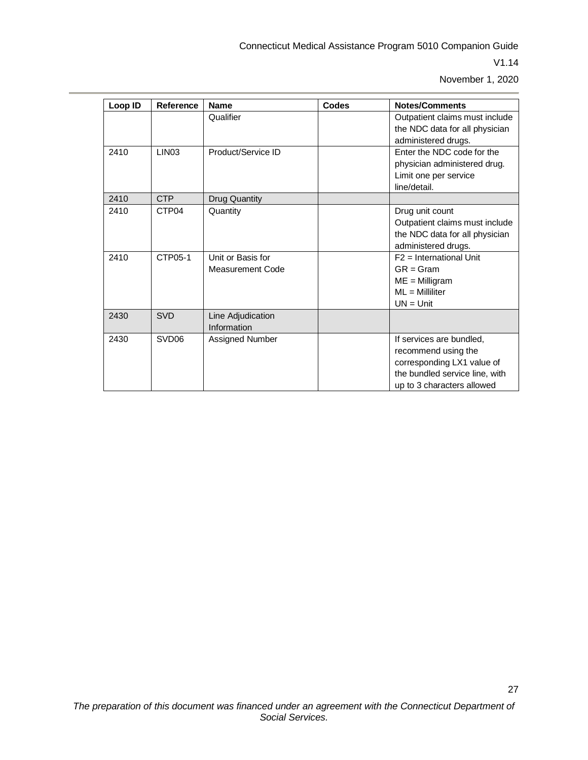| Loop ID | Reference | Name | Codes | Notes/Comments |
|---|---|---|---|---|
| | | Qualifier | | Outpatient claims must include the NDC data for all physician administered drugs. |
| 2410 | LIN03 | Product/Service ID | | Enter the NDC code for the physician administered drug. Limit one per service line/detail. |
| 2410 | CTP | Drug Quantity | | |
| 2410 | CTP04 | Quantity | | Drug unit count<br>Outpatient claims must include the NDC data for all physician administered drugs. |
| 2410 | CTP05-1 | Unit or Basis for Measurement Code | | F2 = International Unit<br>GR = Gram<br>ME = Milligram<br>ML = Milliliter<br>UN = Unit |
| 2430 | SVD | Line Adjudication Information | | |
| 2430 | SVD06 | Assigned Number | | If services are bundled, recommend using the corresponding LX1 value of the bundled service line, with up to 3 characters allowed |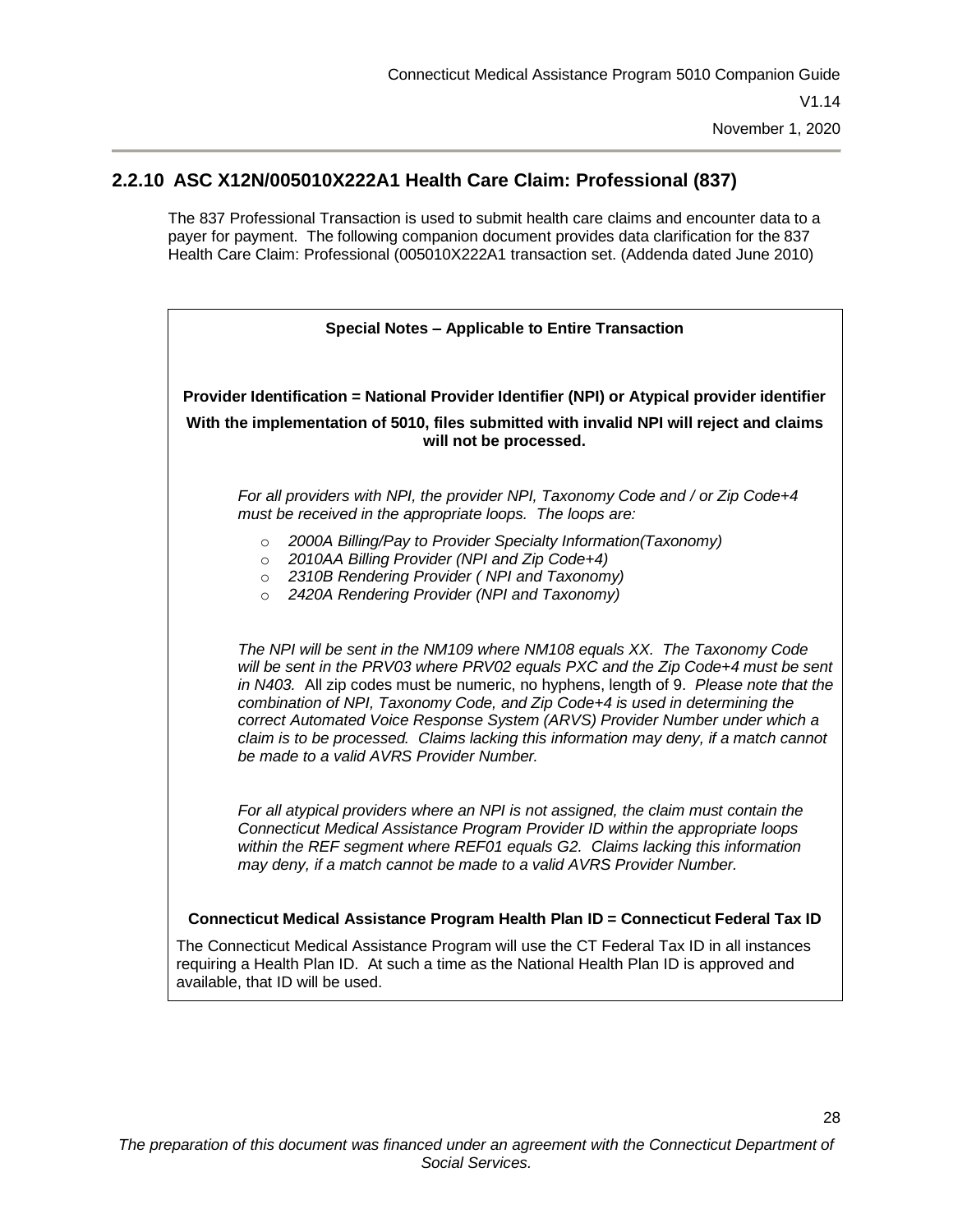## 2.2.10 ASC X12N/005010X222A1 Health Care Claim: Professional (837)

The 837 Professional Transaction is used to submit health care claims and encounter data to a payer for payment. The following companion document provides data clarification for the 837 Health Care Claim: Professional (005010X222A1 transaction set. (Addenda dated June 2010)

**Special Notes – Applicable to Entire Transaction**

**Provider Identification = National Provider Identifier (NPI) or Atypical provider identifier**

**With the implementation of 5010, files submitted with invalid NPI will reject and claims will not be processed.**

*For all providers with NPI, the provider NPI, Taxonomy Code and / or Zip Code+4 must be received in the appropriate loops. The loops are:*

- *2000A Billing/Pay to Provider Specialty Information(Taxonomy)*
- *2010AA Billing Provider (NPI and Zip Code+4)*
- *2310B Rendering Provider ( NPI and Taxonomy)*
- *2420A Rendering Provider (NPI and Taxonomy)*

*The NPI will be sent in the NM109 where NM108 equals XX. The Taxonomy Code will be sent in the PRV03 where PRV02 equals PXC and the Zip Code+4 must be sent in N403.* All zip codes must be numeric, no hyphens, length of 9. *Please note that the combination of NPI, Taxonomy Code, and Zip Code+4 is used in determining the correct Automated Voice Response System (ARVS) Provider Number under which a claim is to be processed. Claims lacking this information may deny, if a match cannot be made to a valid AVRS Provider Number.*

*For all atypical providers where an NPI is not assigned, the claim must contain the Connecticut Medical Assistance Program Provider ID within the appropriate loops within the REF segment where REF01 equals G2. Claims lacking this information may deny, if a match cannot be made to a valid AVRS Provider Number.*

**Connecticut Medical Assistance Program Health Plan ID = Connecticut Federal Tax ID**

The Connecticut Medical Assistance Program will use the CT Federal Tax ID in all instances requiring a Health Plan ID. At such a time as the National Health Plan ID is approved and available, that ID will be used.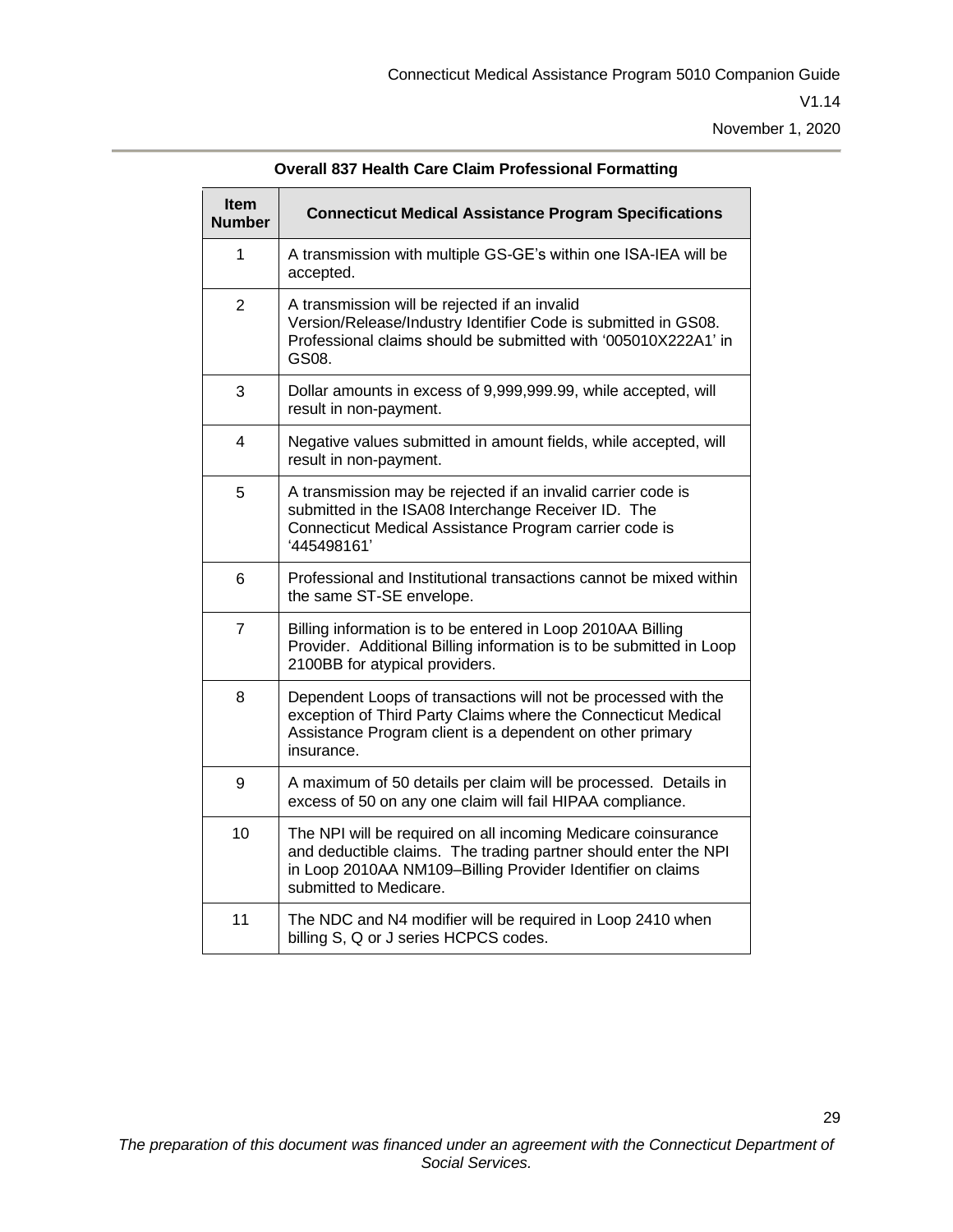**Overall 837 Health Care Claim Professional Formatting**

| Item Number | Connecticut Medical Assistance Program Specifications |
|---|---|
| 1 | A transmission with multiple GS-GE's within one ISA-IEA will be accepted. |
| 2 | A transmission will be rejected if an invalid Version/Release/Industry Identifier Code is submitted in GS08. Professional claims should be submitted with '005010X222A1' in GS08. |
| 3 | Dollar amounts in excess of 9,999,999.99, while accepted, will result in non-payment. |
| 4 | Negative values submitted in amount fields, while accepted, will result in non-payment. |
| 5 | A transmission may be rejected if an invalid carrier code is submitted in the ISA08 Interchange Receiver ID. The Connecticut Medical Assistance Program carrier code is '445498161' |
| 6 | Professional and Institutional transactions cannot be mixed within the same ST-SE envelope. |
| 7 | Billing information is to be entered in Loop 2010AA Billing Provider. Additional Billing information is to be submitted in Loop 2100BB for atypical providers. |
| 8 | Dependent Loops of transactions will not be processed with the exception of Third Party Claims where the Connecticut Medical Assistance Program client is a dependent on other primary insurance. |
| 9 | A maximum of 50 details per claim will be processed. Details in excess of 50 on any one claim will fail HIPAA compliance. |
| 10 | The NPI will be required on all incoming Medicare coinsurance and deductible claims. The trading partner should enter the NPI in Loop 2010AA NM109–Billing Provider Identifier on claims submitted to Medicare. |
| 11 | The NDC and N4 modifier will be required in Loop 2410 when billing S, Q or J series HCPCS codes. |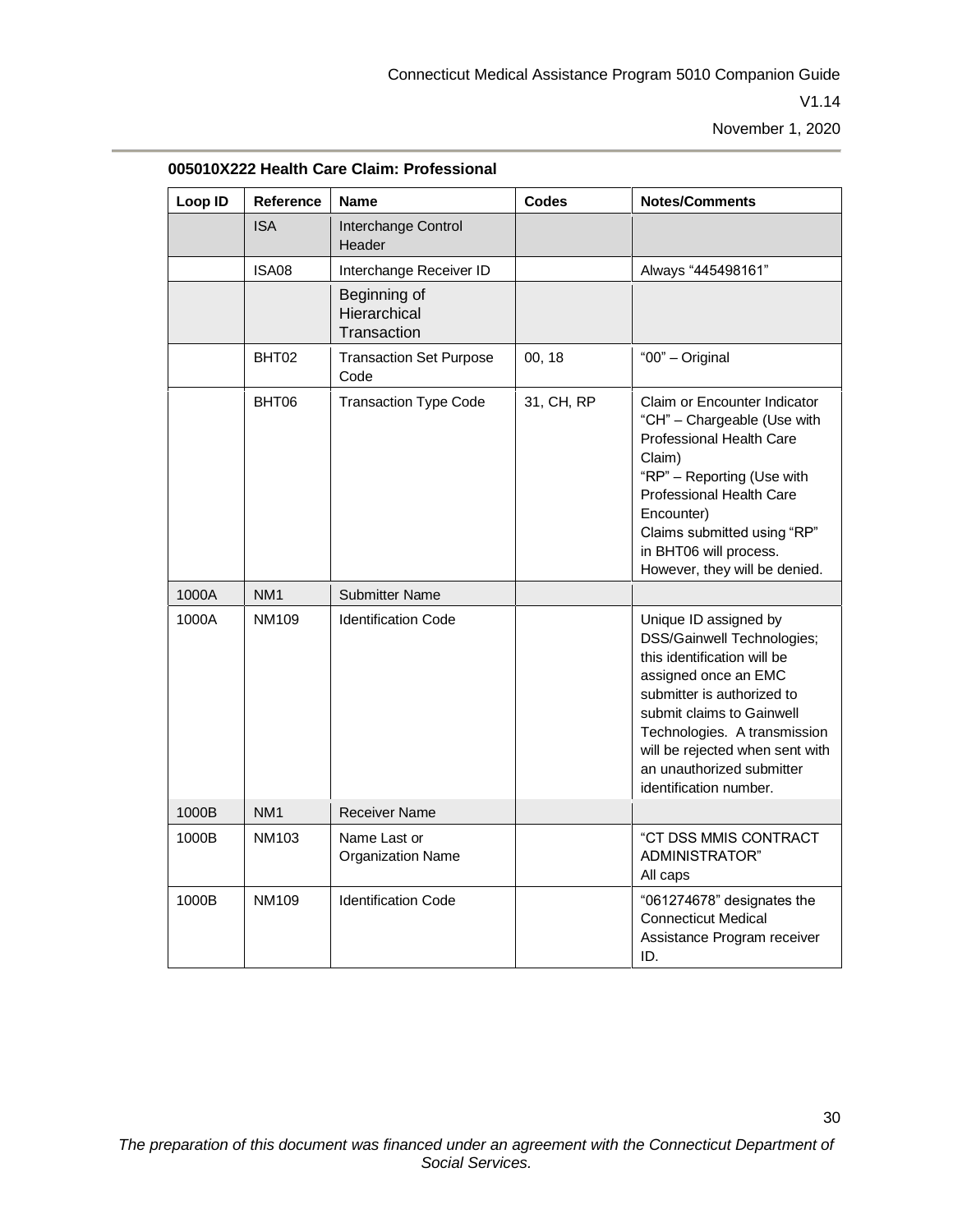**005010X222 Health Care Claim: Professional**

| Loop ID | Reference | Name | Codes | Notes/Comments |
|---|---|---|---|---|
| | ISA | Interchange Control Header | | |
| | ISA08 | Interchange Receiver ID | | Always "445498161" |
| | | Beginning of Hierarchical Transaction | | |
| | BHT02 | Transaction Set Purpose Code | 00, 18 | "00" – Original |
| | BHT06 | Transaction Type Code | 31, CH, RP | Claim or Encounter Indicator<br>"CH" – Chargeable (Use with Professional Health Care Claim)<br>"RP" – Reporting (Use with Professional Health Care Encounter)<br>Claims submitted using "RP" in BHT06 will process. However, they will be denied. |
| 1000A | NM1 | Submitter Name | | |
| 1000A | NM109 | Identification Code | | Unique ID assigned by DSS/Gainwell Technologies; this identification will be assigned once an EMC submitter is authorized to submit claims to Gainwell Technologies. A transmission will be rejected when sent with an unauthorized submitter identification number. |
| 1000B | NM1 | Receiver Name | | |
| 1000B | NM103 | Name Last or Organization Name | | "CT DSS MMIS CONTRACT ADMINISTRATOR"<br>All caps |
| 1000B | NM109 | Identification Code | | "061274678" designates the Connecticut Medical Assistance Program receiver ID. |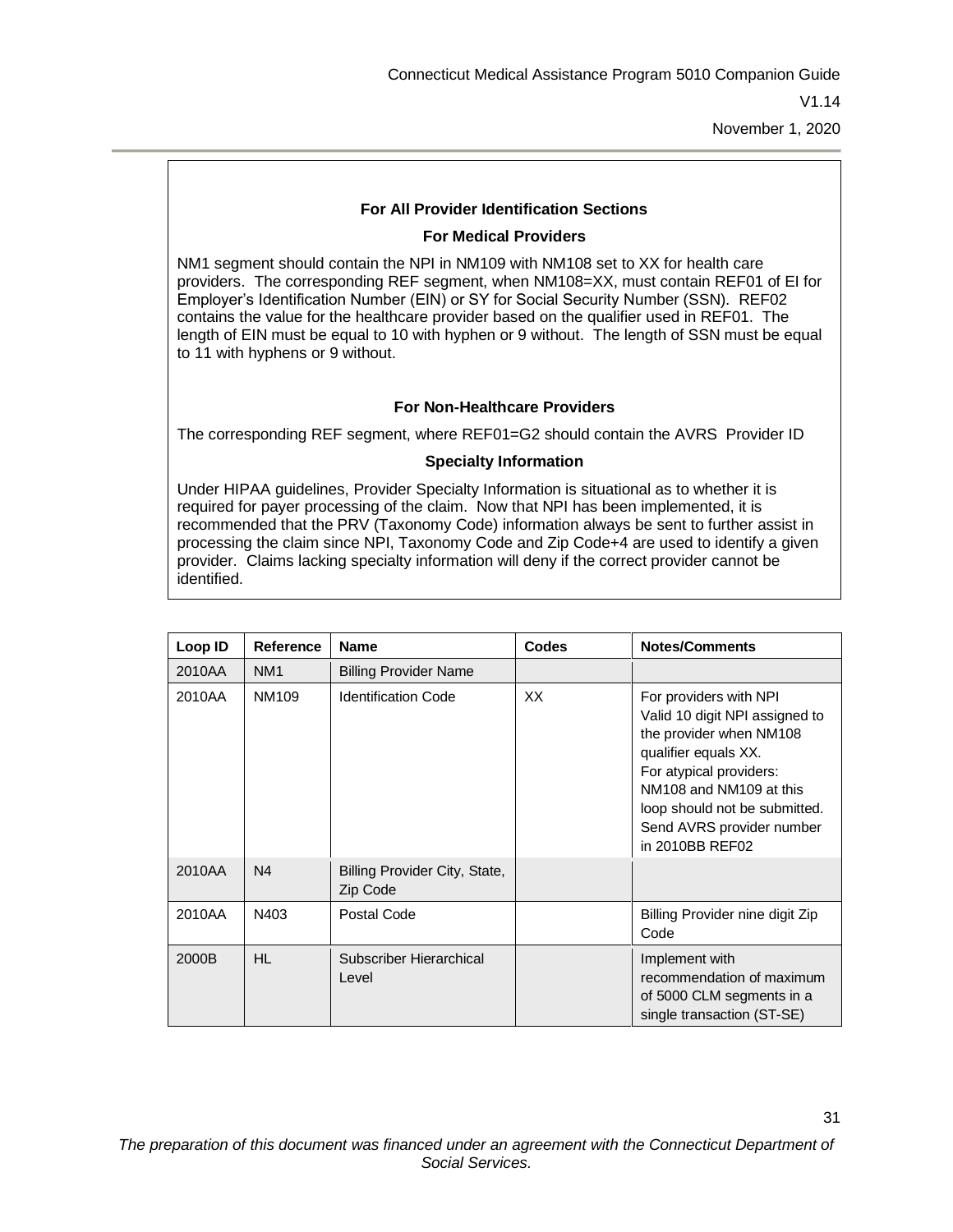### For All Provider Identification Sections

#### For Medical Providers

NM1 segment should contain the NPI in NM109 with NM108 set to XX for health care providers. The corresponding REF segment, when NM108=XX, must contain REF01 of EI for Employer's Identification Number (EIN) or SY for Social Security Number (SSN). REF02 contains the value for the healthcare provider based on the qualifier used in REF01. The length of EIN must be equal to 10 with hyphen or 9 without. The length of SSN must be equal to 11 with hyphens or 9 without.

#### For Non-Healthcare Providers

The corresponding REF segment, where REF01=G2 should contain the AVRS Provider ID

#### Specialty Information

Under HIPAA guidelines, Provider Specialty Information is situational as to whether it is required for payer processing of the claim. Now that NPI has been implemented, it is recommended that the PRV (Taxonomy Code) information always be sent to further assist in processing the claim since NPI, Taxonomy Code and Zip Code+4 are used to identify a given provider. Claims lacking specialty information will deny if the correct provider cannot be identified.

| Loop ID | Reference | Name | Codes | Notes/Comments |
|---|---|---|---|---|
| 2010AA | NM1 | Billing Provider Name | | |
| 2010AA | NM109 | Identification Code | XX | For providers with NPI Valid 10 digit NPI assigned to the provider when NM108 qualifier equals XX. For atypical providers: NM108 and NM109 at this loop should not be submitted. Send AVRS provider number in 2010BB REF02 |
| 2010AA | N4 | Billing Provider City, State, Zip Code | | |
| 2010AA | N403 | Postal Code | | Billing Provider nine digit Zip Code |
| 2000B | HL | Subscriber Hierarchical Level | | Implement with recommendation of maximum of 5000 CLM segments in a single transaction (ST-SE) |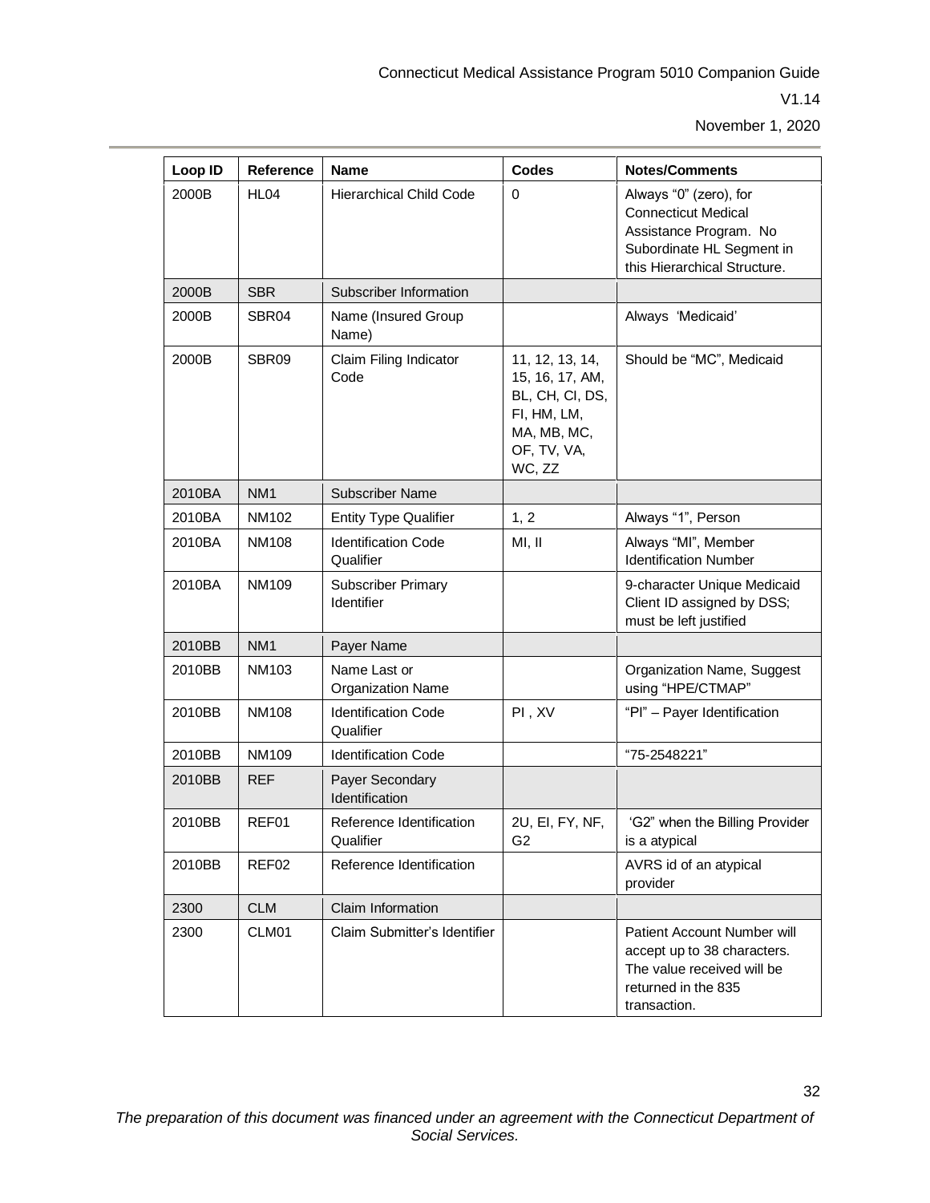| Loop ID | Reference | Name | Codes | Notes/Comments |
| --- | --- | --- | --- | --- |
| 2000B | HL04 | Hierarchical Child Code | 0 | Always "0" (zero), for Connecticut Medical Assistance Program. No Subordinate HL Segment in this Hierarchical Structure. |
| 2000B | SBR | Subscriber Information | | |
| 2000B | SBR04 | Name (Insured Group Name) | | Always 'Medicaid' |
| 2000B | SBR09 | Claim Filing Indicator Code | 11, 12, 13, 14, 15, 16, 17, AM, BL, CH, CI, DS, FI, HM, LM, MA, MB, MC, OF, TV, VA, WC, ZZ | Should be "MC", Medicaid |
| 2010BA | NM1 | Subscriber Name | | |
| 2010BA | NM102 | Entity Type Qualifier | 1, 2 | Always "1", Person |
| 2010BA | NM108 | Identification Code Qualifier | MI, II | Always "MI", Member Identification Number |
| 2010BA | NM109 | Subscriber Primary Identifier | | 9-character Unique Medicaid Client ID assigned by DSS; must be left justified |
| 2010BB | NM1 | Payer Name | | |
| 2010BB | NM103 | Name Last or Organization Name | | Organization Name, Suggest using "HPE/CTMAP" |
| 2010BB | NM108 | Identification Code Qualifier | PI , XV | "PI" – Payer Identification |
| 2010BB | NM109 | Identification Code | | "75-2548221" |
| 2010BB | REF | Payer Secondary Identification | | |
| 2010BB | REF01 | Reference Identification Qualifier | 2U, EI, FY, NF, G2 | 'G2" when the Billing Provider is a atypical |
| 2010BB | REF02 | Reference Identification | | AVRS id of an atypical provider |
| 2300 | CLM | Claim Information | | |
| 2300 | CLM01 | Claim Submitter's Identifier | | Patient Account Number will accept up to 38 characters. The value received will be returned in the 835 transaction. |

*The preparation of this document was financed under an agreement with the Connecticut Department of Social Services.*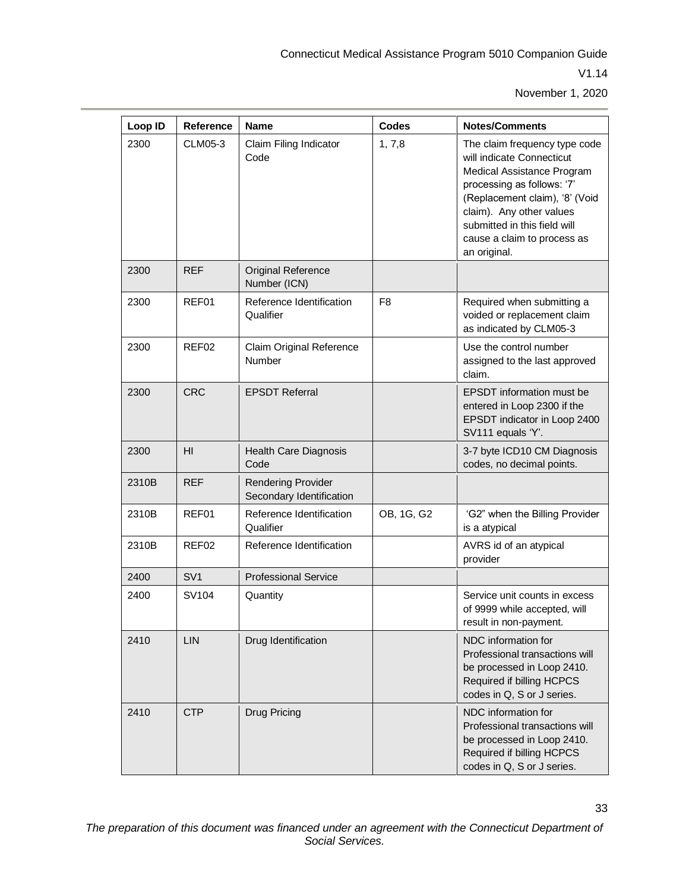| Loop ID | Reference | Name | Codes | Notes/Comments |
|---|---|---|---|---|
| 2300 | CLM05-3 | Claim Filing Indicator Code | 1, 7,8 | The claim frequency type code will indicate Connecticut Medical Assistance Program processing as follows: '7' (Replacement claim), '8' (Void claim). Any other values submitted in this field will cause a claim to process as an original. |
| 2300 | REF | Original Reference Number (ICN) | | |
| 2300 | REF01 | Reference Identification Qualifier | F8 | Required when submitting a voided or replacement claim as indicated by CLM05-3 |
| 2300 | REF02 | Claim Original Reference Number | | Use the control number assigned to the last approved claim. |
| 2300 | CRC | EPSDT Referral | | EPSDT information must be entered in Loop 2300 if the EPSDT indicator in Loop 2400 SV111 equals 'Y'. |
| 2300 | HI | Health Care Diagnosis Code | | 3-7 byte ICD10 CM Diagnosis codes, no decimal points. |
| 2310B | REF | Rendering Provider Secondary Identification | | |
| 2310B | REF01 | Reference Identification Qualifier | OB, 1G, G2 | 'G2" when the Billing Provider is a atypical |
| 2310B | REF02 | Reference Identification | | AVRS id of an atypical provider |
| 2400 | SV1 | Professional Service | | |
| 2400 | SV104 | Quantity | | Service unit counts in excess of 9999 while accepted, will result in non-payment. |
| 2410 | LIN | Drug Identification | | NDC information for Professional transactions will be processed in Loop 2410. Required if billing HCPCS codes in Q, S or J series. |
| 2410 | CTP | Drug Pricing | | NDC information for Professional transactions will be processed in Loop 2410. Required if billing HCPCS codes in Q, S or J series. |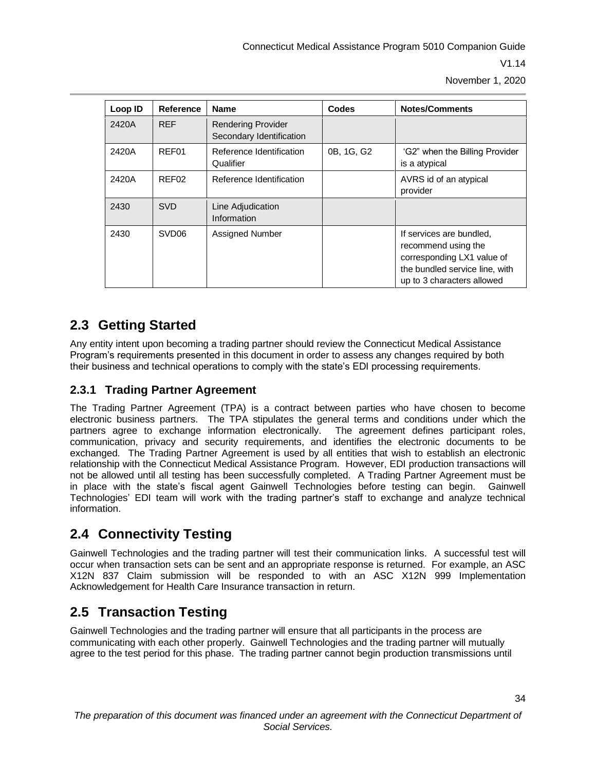| Loop ID | Reference | Name | Codes | Notes/Comments |
| --- | --- | --- | --- | --- |
| 2420A | REF | Rendering Provider Secondary Identification | | |
| 2420A | REF01 | Reference Identification Qualifier | 0B, 1G, G2 | 'G2" when the Billing Provider is a atypical |
| 2420A | REF02 | Reference Identification | | AVRS id of an atypical provider |
| 2430 | SVD | Line Adjudication Information | | |
| 2430 | SVD06 | Assigned Number | | If services are bundled, recommend using the corresponding LX1 value of the bundled service line, with up to 3 characters allowed |

## 2.3 Getting Started

Any entity intent upon becoming a trading partner should review the Connecticut Medical Assistance Program's requirements presented in this document in order to assess any changes required by both their business and technical operations to comply with the state's EDI processing requirements.

### 2.3.1 Trading Partner Agreement

The Trading Partner Agreement (TPA) is a contract between parties who have chosen to become electronic business partners. The TPA stipulates the general terms and conditions under which the partners agree to exchange information electronically. The agreement defines participant roles, communication, privacy and security requirements, and identifies the electronic documents to be exchanged. The Trading Partner Agreement is used by all entities that wish to establish an electronic relationship with the Connecticut Medical Assistance Program. However, EDI production transactions will not be allowed until all testing has been successfully completed. A Trading Partner Agreement must be in place with the state's fiscal agent Gainwell Technologies before testing can begin. Gainwell Technologies' EDI team will work with the trading partner's staff to exchange and analyze technical information.

## 2.4 Connectivity Testing

Gainwell Technologies and the trading partner will test their communication links. A successful test will occur when transaction sets can be sent and an appropriate response is returned. For example, an ASC X12N 837 Claim submission will be responded to with an ASC X12N 999 Implementation Acknowledgement for Health Care Insurance transaction in return.

## 2.5 Transaction Testing

Gainwell Technologies and the trading partner will ensure that all participants in the process are communicating with each other properly. Gainwell Technologies and the trading partner will mutually agree to the test period for this phase. The trading partner cannot begin production transmissions until

*The preparation of this document was financed under an agreement with the Connecticut Department of Social Services.*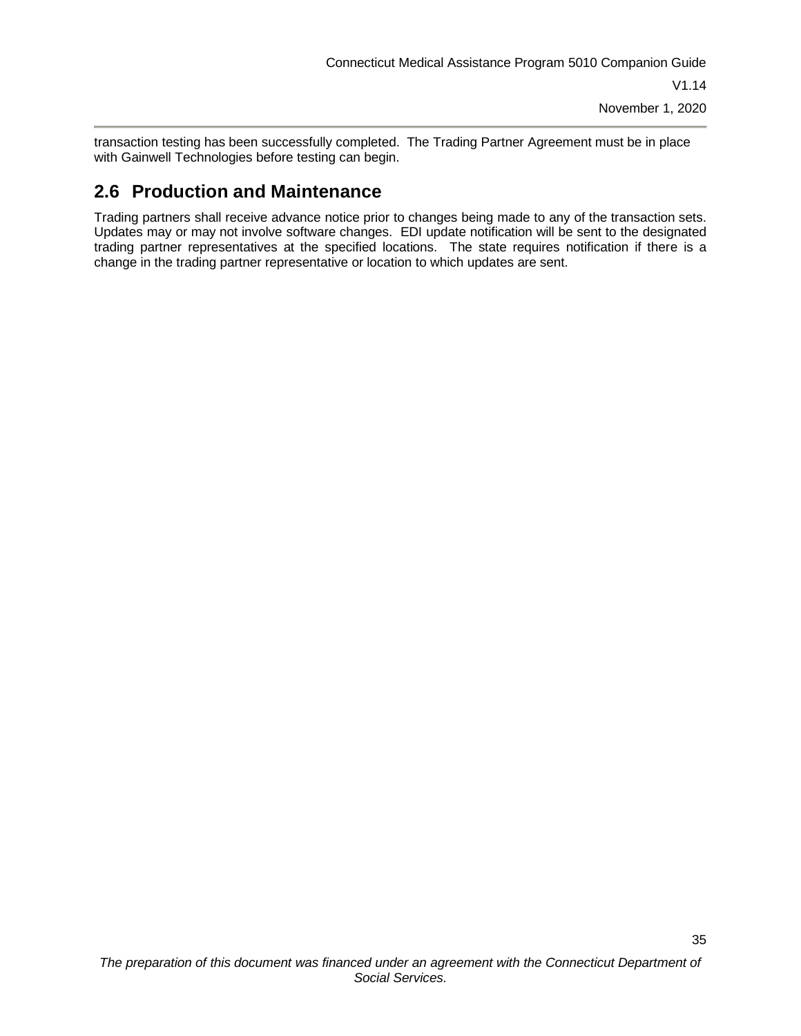transaction testing has been successfully completed. The Trading Partner Agreement must be in place with Gainwell Technologies before testing can begin.

## 2.6 Production and Maintenance

Trading partners shall receive advance notice prior to changes being made to any of the transaction sets. Updates may or may not involve software changes. EDI update notification will be sent to the designated trading partner representatives at the specified locations. The state requires notification if there is a change in the trading partner representative or location to which updates are sent.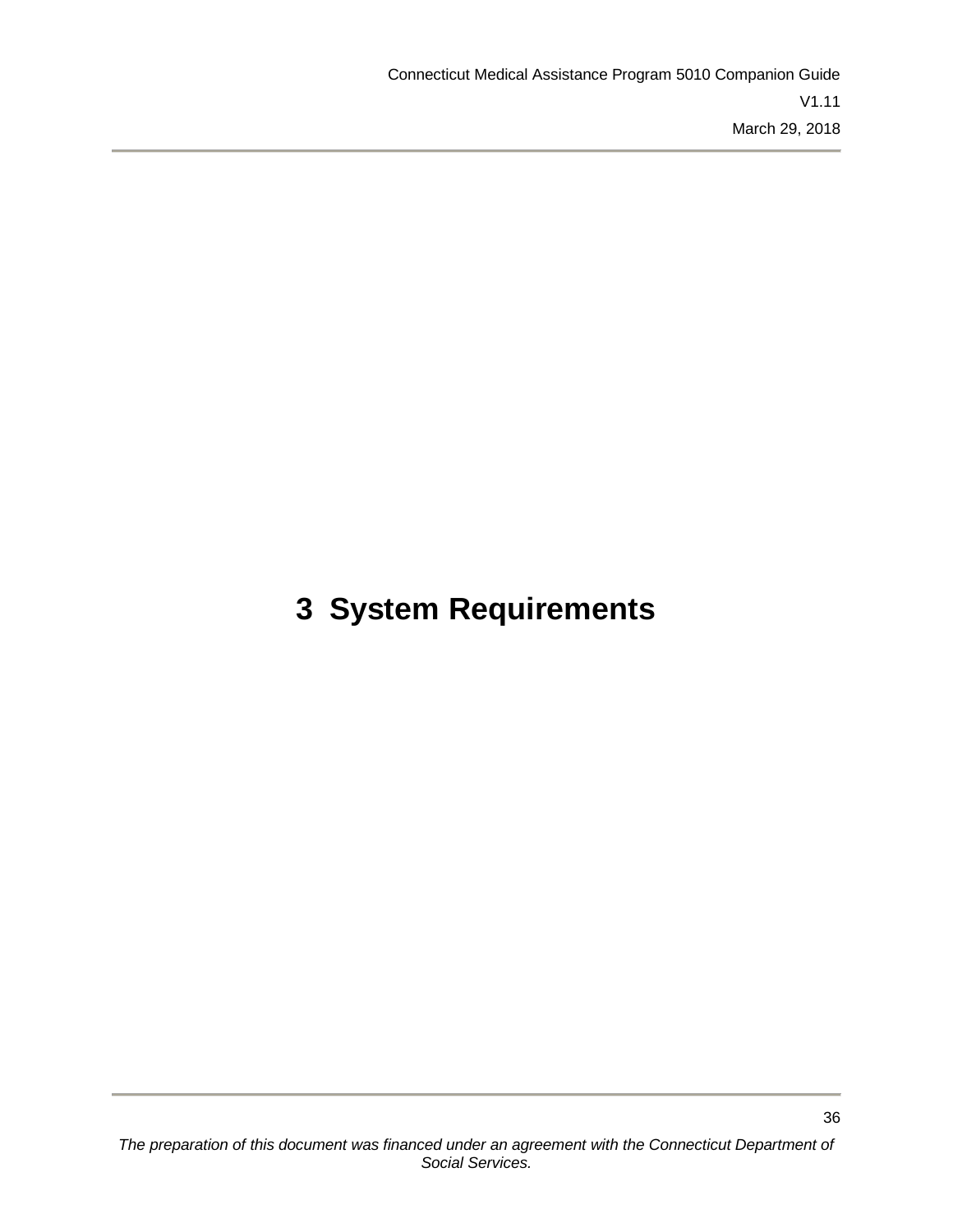# 3 System Requirements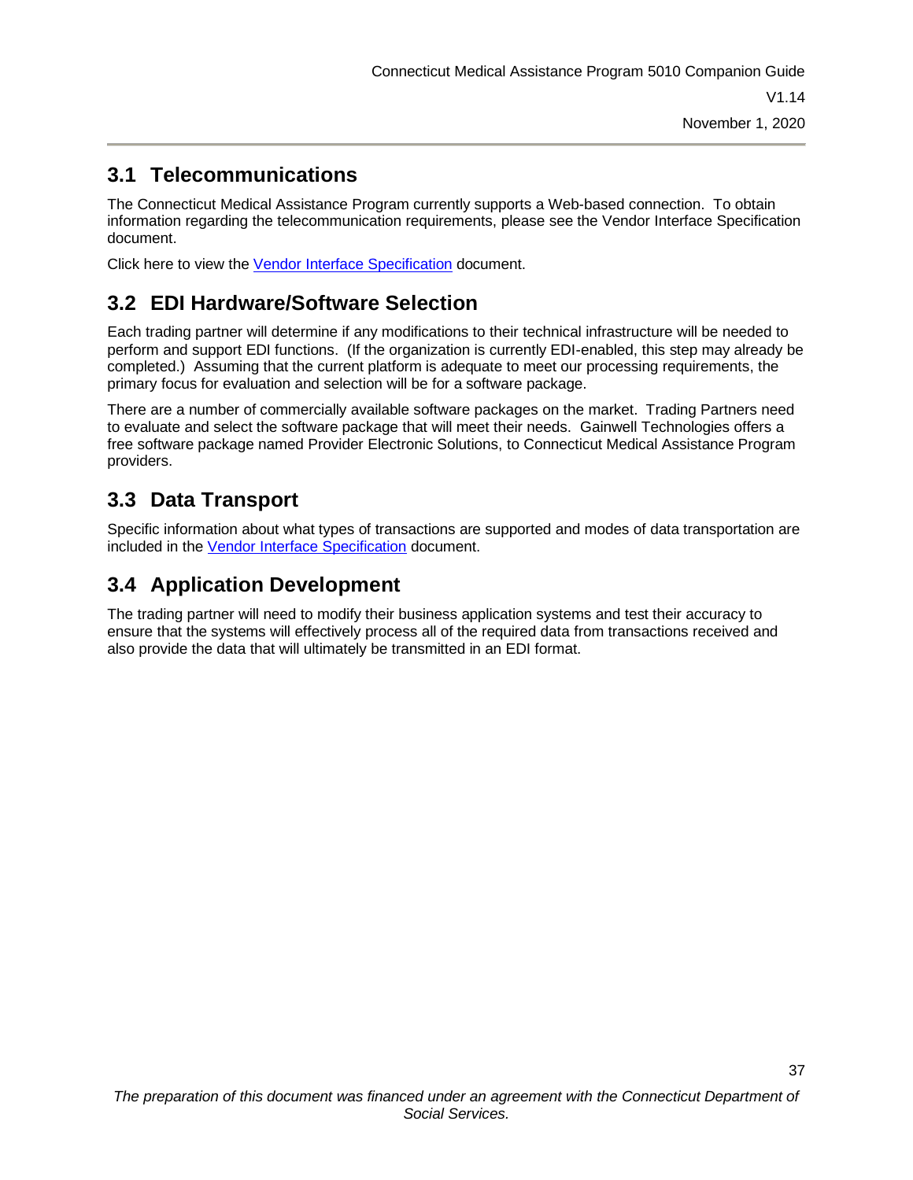## 3.1 Telecommunications

The Connecticut Medical Assistance Program currently supports a Web-based connection. To obtain information regarding the telecommunication requirements, please see the Vendor Interface Specification document.

Click here to view the Vendor Interface Specification document.

## 3.2 EDI Hardware/Software Selection

Each trading partner will determine if any modifications to their technical infrastructure will be needed to perform and support EDI functions. (If the organization is currently EDI-enabled, this step may already be completed.) Assuming that the current platform is adequate to meet our processing requirements, the primary focus for evaluation and selection will be for a software package.

There are a number of commercially available software packages on the market. Trading Partners need to evaluate and select the software package that will meet their needs. Gainwell Technologies offers a free software package named Provider Electronic Solutions, to Connecticut Medical Assistance Program providers.

## 3.3 Data Transport

Specific information about what types of transactions are supported and modes of data transportation are included in the Vendor Interface Specification document.

## 3.4 Application Development

The trading partner will need to modify their business application systems and test their accuracy to ensure that the systems will effectively process all of the required data from transactions received and also provide the data that will ultimately be transmitted in an EDI format.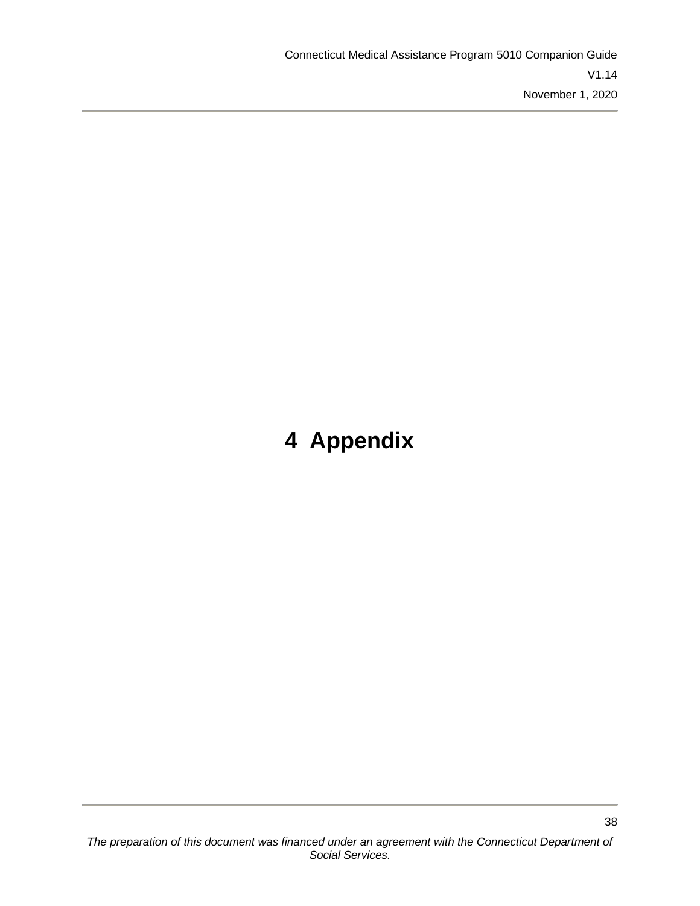# 4 Appendix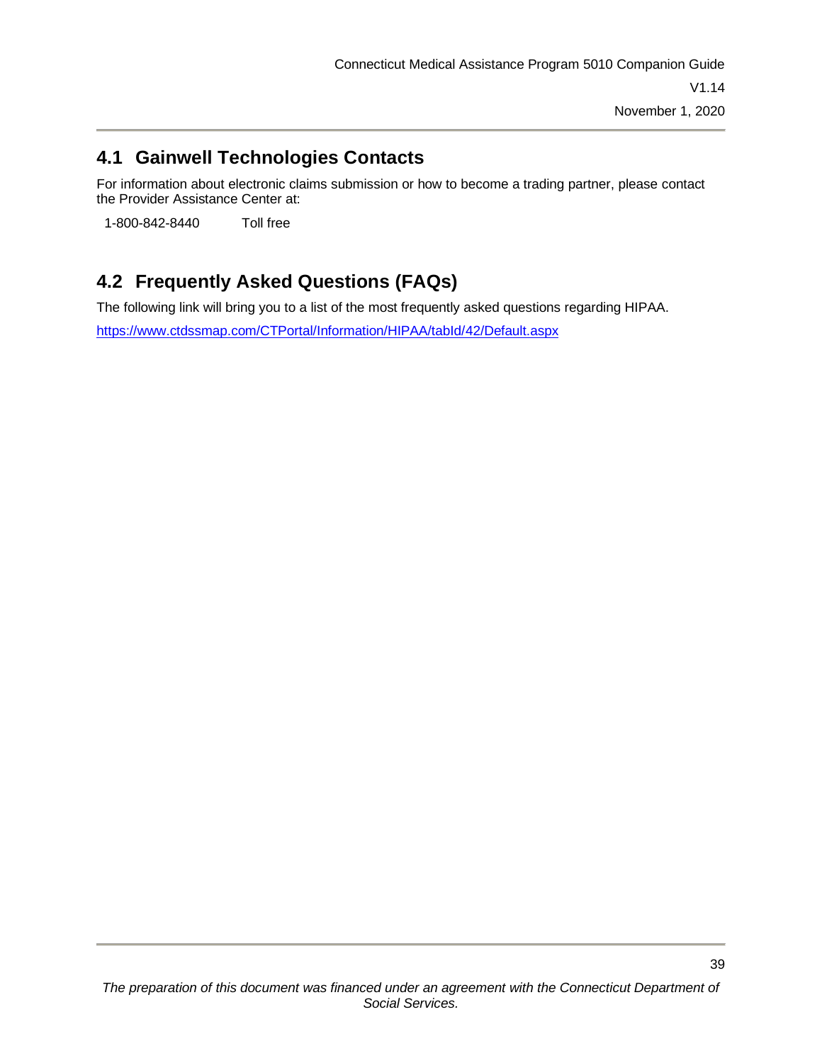## 4.1 Gainwell Technologies Contacts

For information about electronic claims submission or how to become a trading partner, please contact the Provider Assistance Center at:

1-800-842-8440    Toll free

## 4.2 Frequently Asked Questions (FAQs)

The following link will bring you to a list of the most frequently asked questions regarding HIPAA.

https://www.ctdssmap.com/CTPortal/Information/HIPAA/tabId/42/Default.aspx

*The preparation of this document was financed under an agreement with the Connecticut Department of Social Services.*